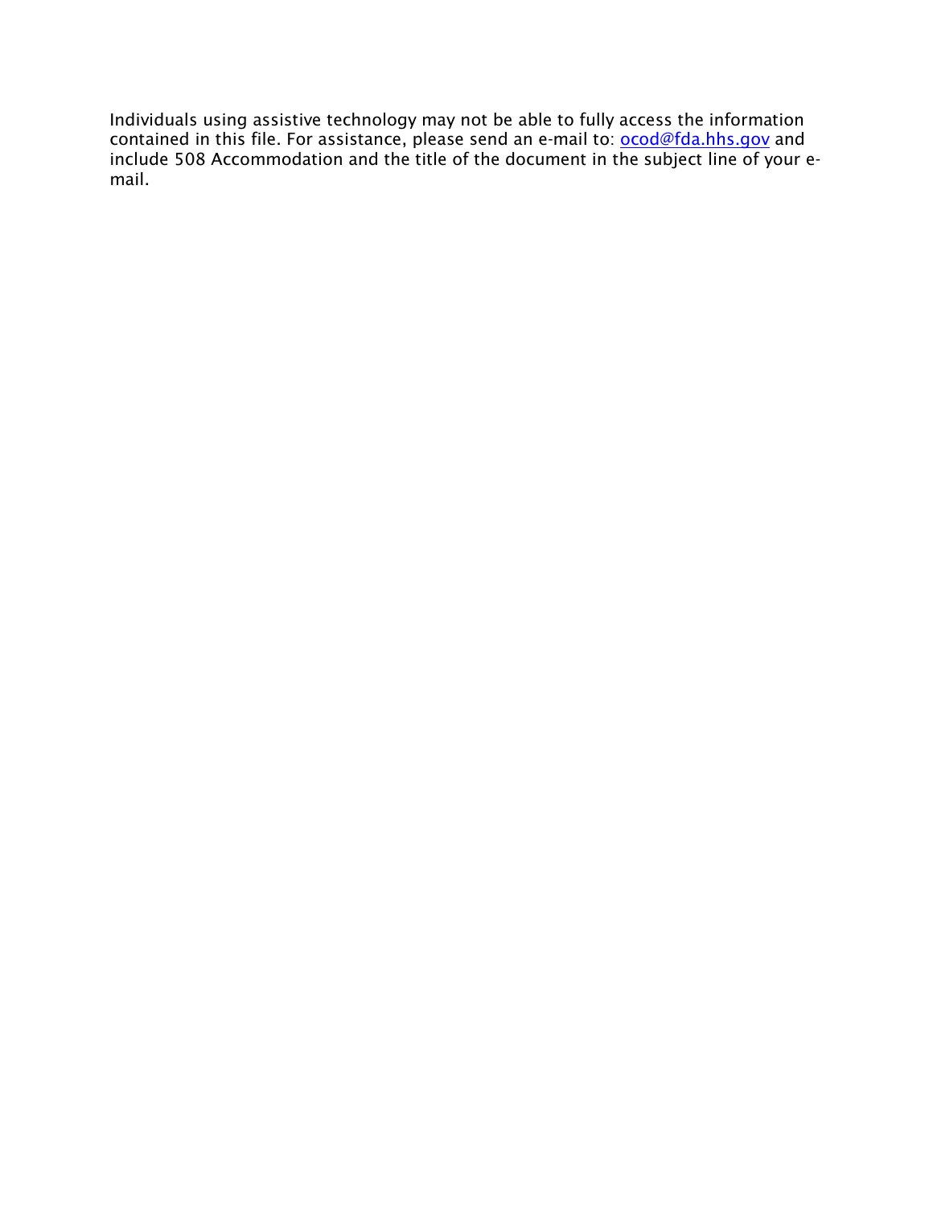Individuals using assistive technology may not be able to fully access the information contained in this file. For assistance, please send an e-mail to: [ocod@fda.hhs.gov](mailto:ocod@fda.hhs.gov) and include 508 Accommodation and the title of the document in the subject line of your e-mail.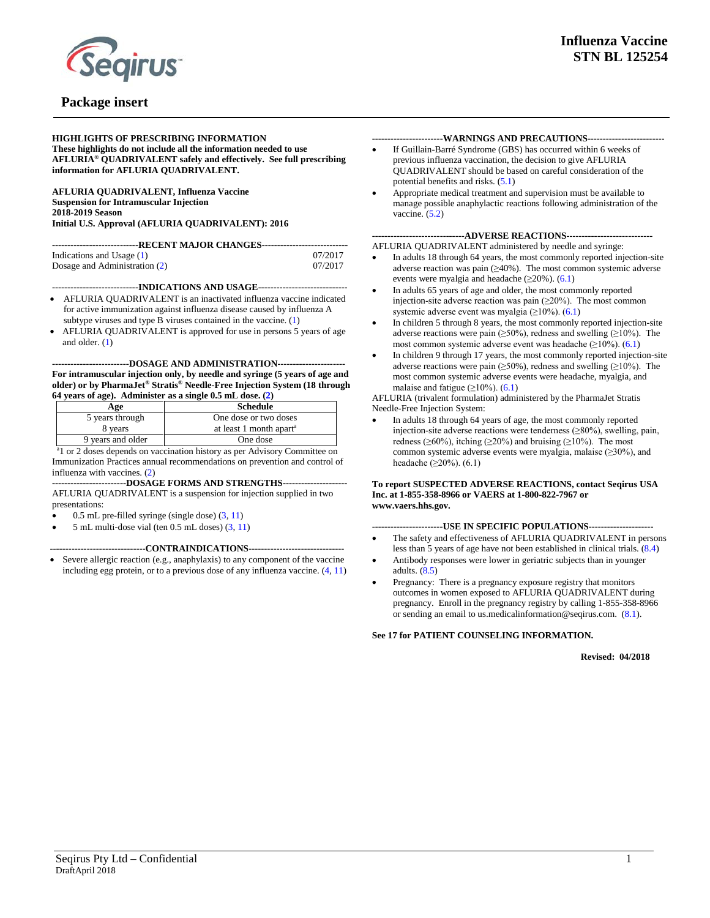**Influenza Vaccine**
**STN BL 125254**

# Package insert

**HIGHLIGHTS OF PRESCRIBING INFORMATION**
**These highlights do not include all the information needed to use AFLURIA® QUADRIVALENT safely and effectively. See full prescribing information for AFLURIA QUADRIVALENT.**

**AFLURIA QUADRIVALENT, Influenza Vaccine**
**Suspension for Intramuscular Injection**
**2018-2019 Season**
**Initial U.S. Approval (AFLURIA QUADRIVALENT): 2016**

**RECENT MAJOR CHANGES**

| | |
|---|---|
| Indications and Usage (1) | 07/2017 |
| Dosage and Administration (2) | 07/2017 |

**INDICATIONS AND USAGE**

- AFLURIA QUADRIVALENT is an inactivated influenza vaccine indicated for active immunization against influenza disease caused by influenza A subtype viruses and type B viruses contained in the vaccine. (1)
- AFLURIA QUADRIVALENT is approved for use in persons 5 years of age and older. (1)

**DOSAGE AND ADMINISTRATION**

**For intramuscular injection only, by needle and syringe (5 years of age and older) or by PharmaJet® Stratis® Needle-Free Injection System (18 through 64 years of age). Administer as a single 0.5 mL dose. (2)**

| Age | Schedule |
|---|---|
| 5 years through 8 years | One dose or two doses at least 1 month apart[a] |
| 9 years and older | One dose |

[a]1 or 2 doses depends on vaccination history as per Advisory Committee on Immunization Practices annual recommendations on prevention and control of influenza with vaccines. (2)

**DOSAGE FORMS AND STRENGTHS**

AFLURIA QUADRIVALENT is a suspension for injection supplied in two presentations:

- 0.5 mL pre-filled syringe (single dose) (3, 11)
- 5 mL multi-dose vial (ten 0.5 mL doses) (3, 11)

**CONTRAINDICATIONS**

- Severe allergic reaction (e.g., anaphylaxis) to any component of the vaccine including egg protein, or to a previous dose of any influenza vaccine. (4, 11)

**WARNINGS AND PRECAUTIONS**

- If Guillain-Barré Syndrome (GBS) has occurred within 6 weeks of previous influenza vaccination, the decision to give AFLURIA QUADRIVALENT should be based on careful consideration of the potential benefits and risks. (5.1)
- Appropriate medical treatment and supervision must be available to manage possible anaphylactic reactions following administration of the vaccine. (5.2)

**ADVERSE REACTIONS**

AFLURIA QUADRIVALENT administered by needle and syringe:

- In adults 18 through 64 years, the most commonly reported injection-site adverse reaction was pain (≥40%). The most common systemic adverse events were myalgia and headache (≥20%). (6.1)
- In adults 65 years of age and older, the most commonly reported injection-site adverse reaction was pain (≥20%). The most common systemic adverse event was myalgia (≥10%). (6.1)
- In children 5 through 8 years, the most commonly reported injection-site adverse reactions were pain (≥50%), redness and swelling (≥10%). The most common systemic adverse event was headache (≥10%). (6.1)
- In children 9 through 17 years, the most commonly reported injection-site adverse reactions were pain (≥50%), redness and swelling (≥10%). The most common systemic adverse events were headache, myalgia, and malaise and fatigue (≥10%). (6.1)

AFLURIA (trivalent formulation) administered by the PharmaJet Stratis Needle-Free Injection System:

- In adults 18 through 64 years of age, the most commonly reported injection-site adverse reactions were tenderness (≥80%), swelling, pain, redness (≥60%), itching (≥20%) and bruising (≥10%). The most common systemic adverse events were myalgia, malaise (≥30%), and headache (≥20%). (6.1)

**To report SUSPECTED ADVERSE REACTIONS, contact Seqirus USA Inc. at 1-855-358-8966 or VAERS at 1-800-822-7967 or www.vaers.hhs.gov.**

**USE IN SPECIFIC POPULATIONS**

- The safety and effectiveness of AFLURIA QUADRIVALENT in persons less than 5 years of age have not been established in clinical trials. (8.4)
- Antibody responses were lower in geriatric subjects than in younger adults. (8.5)
- Pregnancy: There is a pregnancy exposure registry that monitors outcomes in women exposed to AFLURIA QUADRIVALENT during pregnancy. Enroll in the pregnancy registry by calling 1-855-358-8966 or sending an email to us.medicalinformation@seqirus.com. (8.1).

**See 17 for PATIENT COUNSELING INFORMATION.**

**Revised: 04/2018**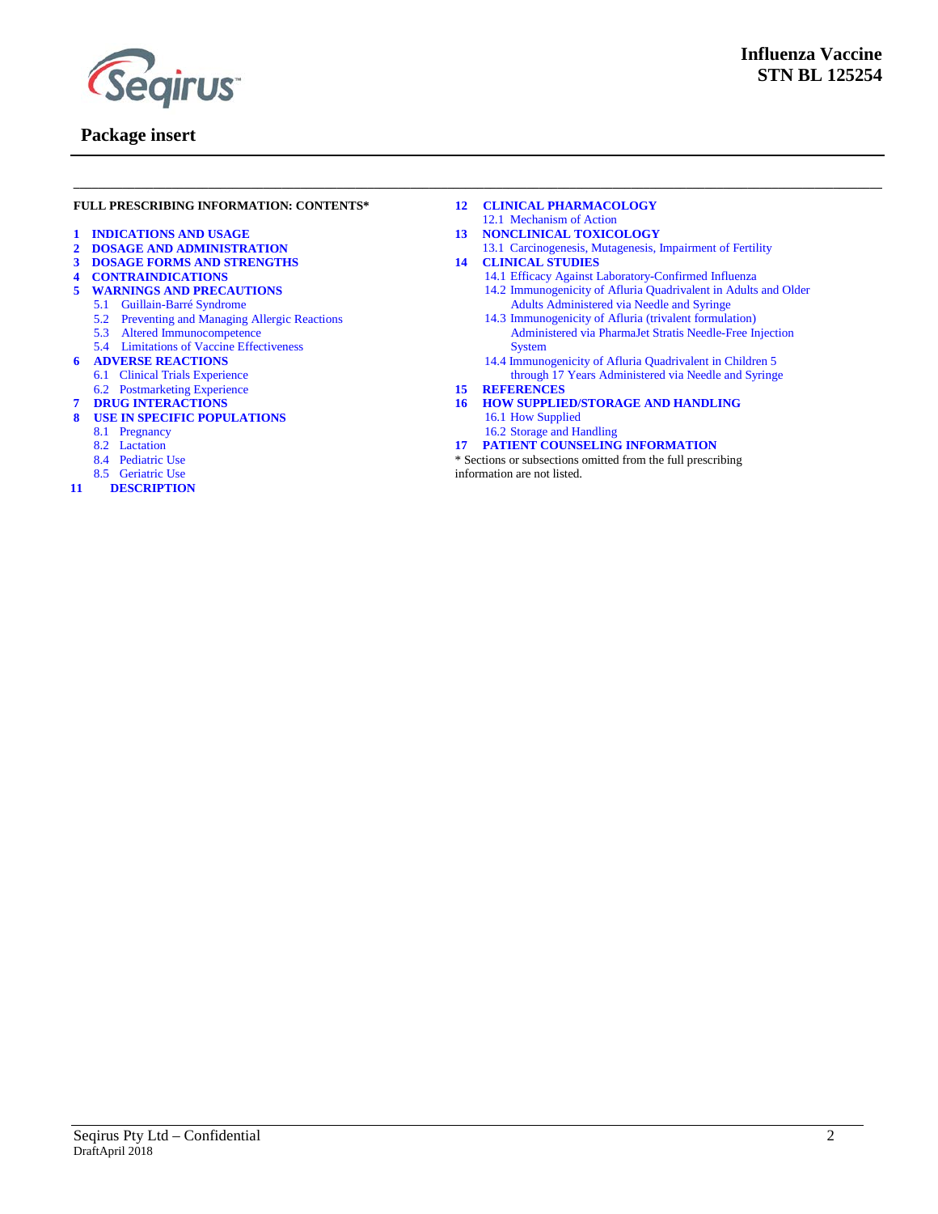**FULL PRESCRIBING INFORMATION: CONTENTS***

**1 INDICATIONS AND USAGE**
**2 DOSAGE AND ADMINISTRATION**
**3 DOSAGE FORMS AND STRENGTHS**
**4 CONTRAINDICATIONS**
**5 WARNINGS AND PRECAUTIONS**
- 5.1 Guillain-Barré Syndrome
- 5.2 Preventing and Managing Allergic Reactions
- 5.3 Altered Immunocompetence
- 5.4 Limitations of Vaccine Effectiveness

**6 ADVERSE REACTIONS**
- 6.1 Clinical Trials Experience
- 6.2 Postmarketing Experience

**7 DRUG INTERACTIONS**
**8 USE IN SPECIFIC POPULATIONS**
- 8.1 Pregnancy
- 8.2 Lactation
- 8.4 Pediatric Use
- 8.5 Geriatric Use

**11 DESCRIPTION**
**12 CLINICAL PHARMACOLOGY**
- 12.1 Mechanism of Action

**13 NONCLINICAL TOXICOLOGY**
- 13.1 Carcinogenesis, Mutagenesis, Impairment of Fertility

**14 CLINICAL STUDIES**
- 14.1 Efficacy Against Laboratory-Confirmed Influenza
- 14.2 Immunogenicity of Afluria Quadrivalent in Adults and Older Adults Administered via Needle and Syringe
- 14.3 Immunogenicity of Afluria (trivalent formulation) Administered via PharmaJet Stratis Needle-Free Injection System
- 14.4 Immunogenicity of Afluria Quadrivalent in Children 5 through 17 Years Administered via Needle and Syringe

**15 REFERENCES**
**16 HOW SUPPLIED/STORAGE AND HANDLING**
- 16.1 How Supplied
- 16.2 Storage and Handling

**17 PATIENT COUNSELING INFORMATION**

* Sections or subsections omitted from the full prescribing information are not listed.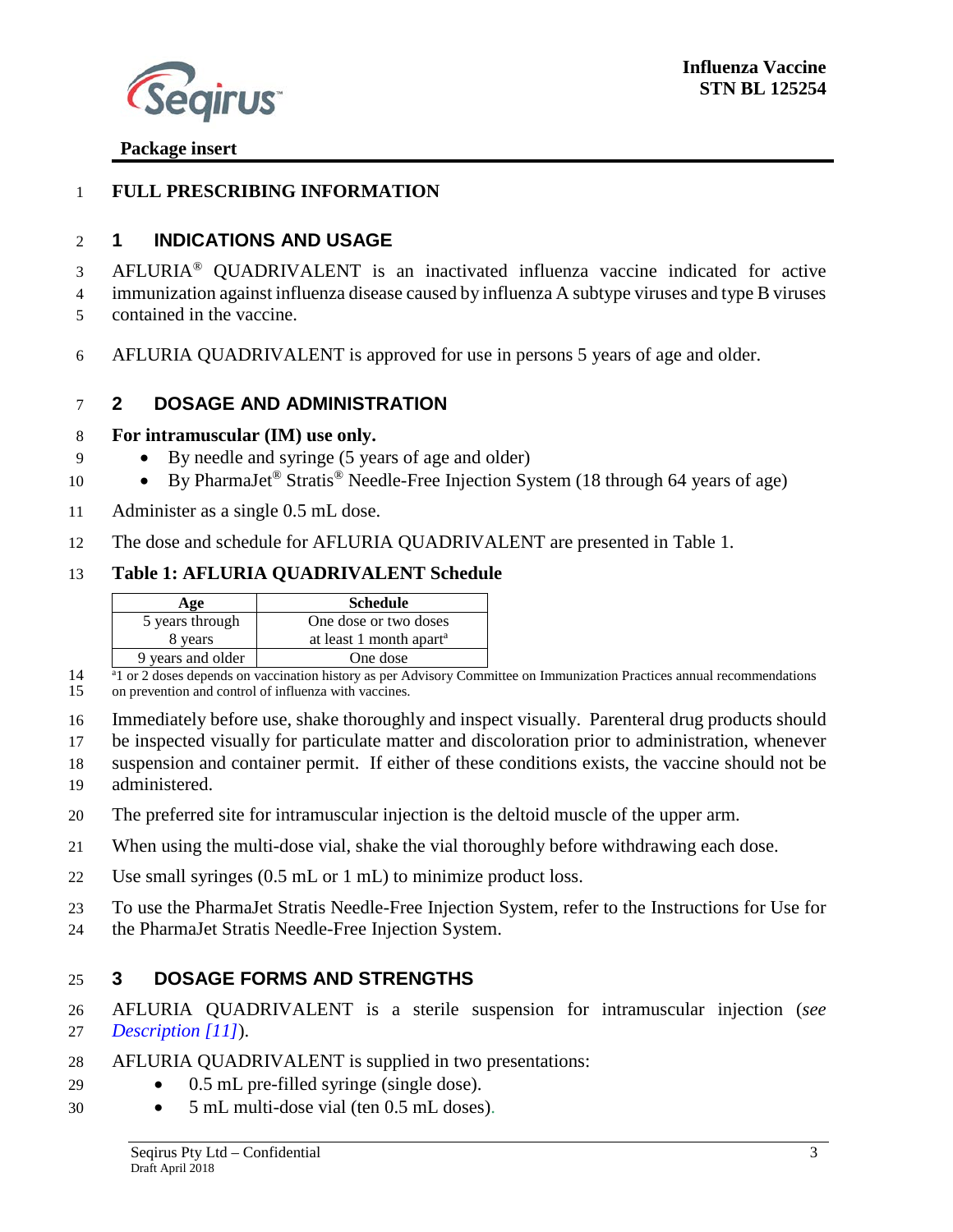Package insert

# FULL PRESCRIBING INFORMATION

## 1 INDICATIONS AND USAGE

AFLURIA® QUADRIVALENT is an inactivated influenza vaccine indicated for active immunization against influenza disease caused by influenza A subtype viruses and type B viruses contained in the vaccine.

AFLURIA QUADRIVALENT is approved for use in persons 5 years of age and older.

## 2 DOSAGE AND ADMINISTRATION

**For intramuscular (IM) use only.**

- By needle and syringe (5 years of age and older)
- By PharmaJet® Stratis® Needle-Free Injection System (18 through 64 years of age)

Administer as a single 0.5 mL dose.

The dose and schedule for AFLURIA QUADRIVALENT are presented in Table 1.

**Table 1: AFLURIA QUADRIVALENT Schedule**

| Age | Schedule |
|---|---|
| 5 years through 8 years | One dose or two doses at least 1 month apart[a] |
| 9 years and older | One dose |

[a]1 or 2 doses depends on vaccination history as per Advisory Committee on Immunization Practices annual recommendations on prevention and control of influenza with vaccines.

Immediately before use, shake thoroughly and inspect visually. Parenteral drug products should be inspected visually for particulate matter and discoloration prior to administration, whenever suspension and container permit. If either of these conditions exists, the vaccine should not be administered.

The preferred site for intramuscular injection is the deltoid muscle of the upper arm.

When using the multi-dose vial, shake the vial thoroughly before withdrawing each dose.

Use small syringes (0.5 mL or 1 mL) to minimize product loss.

To use the PharmaJet Stratis Needle-Free Injection System, refer to the Instructions for Use for the PharmaJet Stratis Needle-Free Injection System.

## 3 DOSAGE FORMS AND STRENGTHS

AFLURIA QUADRIVALENT is a sterile suspension for intramuscular injection (*see Description [11]*).

AFLURIA QUADRIVALENT is supplied in two presentations:

- 0.5 mL pre-filled syringe (single dose).
- 5 mL multi-dose vial (ten 0.5 mL doses).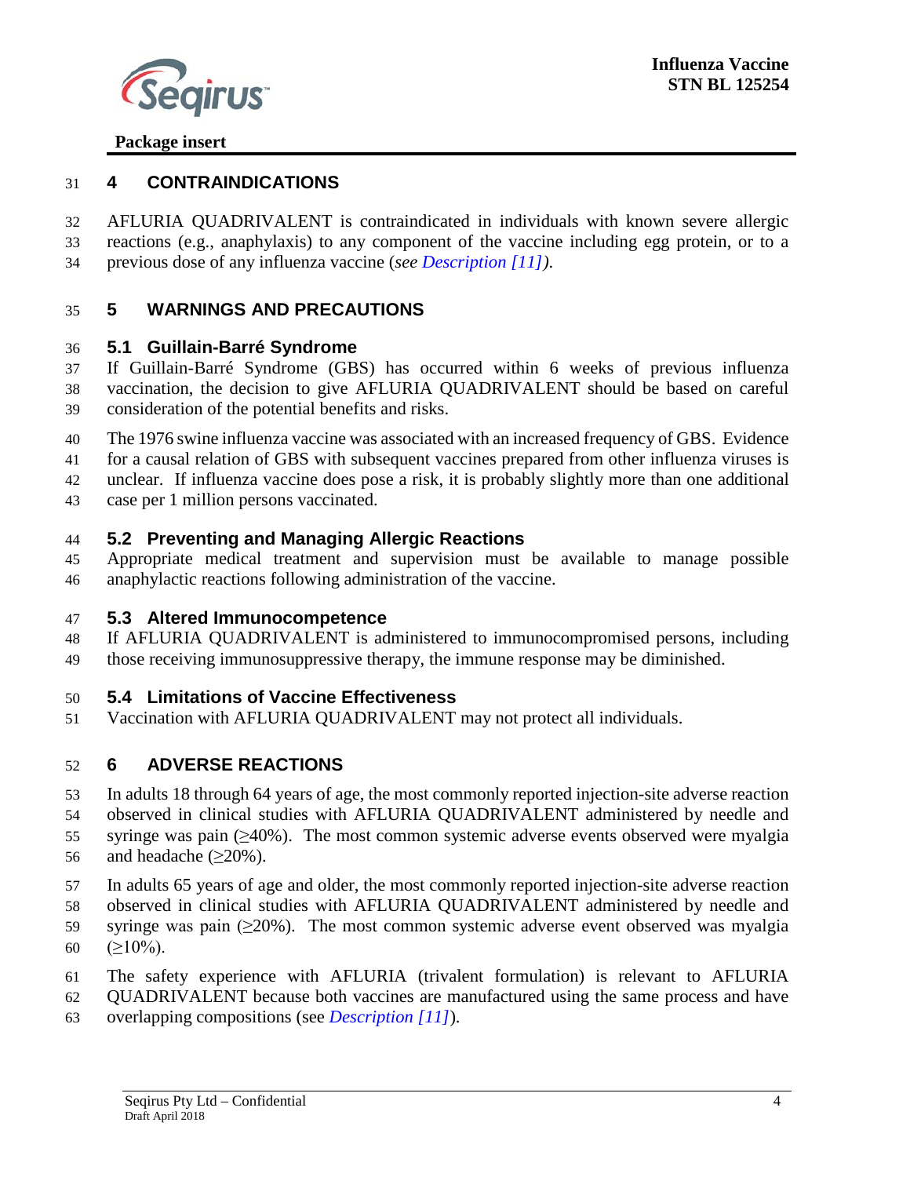# 4 CONTRAINDICATIONS

AFLURIA QUADRIVALENT is contraindicated in individuals with known severe allergic reactions (e.g., anaphylaxis) to any component of the vaccine including egg protein, or to a previous dose of any influenza vaccine (*see Description [11]*).

# 5 WARNINGS AND PRECAUTIONS

## 5.1 Guillain-Barré Syndrome

If Guillain-Barré Syndrome (GBS) has occurred within 6 weeks of previous influenza vaccination, the decision to give AFLURIA QUADRIVALENT should be based on careful consideration of the potential benefits and risks.

The 1976 swine influenza vaccine was associated with an increased frequency of GBS. Evidence for a causal relation of GBS with subsequent vaccines prepared from other influenza viruses is unclear. If influenza vaccine does pose a risk, it is probably slightly more than one additional case per 1 million persons vaccinated.

## 5.2 Preventing and Managing Allergic Reactions

Appropriate medical treatment and supervision must be available to manage possible anaphylactic reactions following administration of the vaccine.

## 5.3 Altered Immunocompetence

If AFLURIA QUADRIVALENT is administered to immunocompromised persons, including those receiving immunosuppressive therapy, the immune response may be diminished.

## 5.4 Limitations of Vaccine Effectiveness

Vaccination with AFLURIA QUADRIVALENT may not protect all individuals.

# 6 ADVERSE REACTIONS

In adults 18 through 64 years of age, the most commonly reported injection-site adverse reaction observed in clinical studies with AFLURIA QUADRIVALENT administered by needle and syringe was pain (≥40%). The most common systemic adverse events observed were myalgia and headache (≥20%).

In adults 65 years of age and older, the most commonly reported injection-site adverse reaction observed in clinical studies with AFLURIA QUADRIVALENT administered by needle and syringe was pain (≥20%). The most common systemic adverse event observed was myalgia (≥10%).

The safety experience with AFLURIA (trivalent formulation) is relevant to AFLURIA QUADRIVALENT because both vaccines are manufactured using the same process and have overlapping compositions (see *Description [11]*).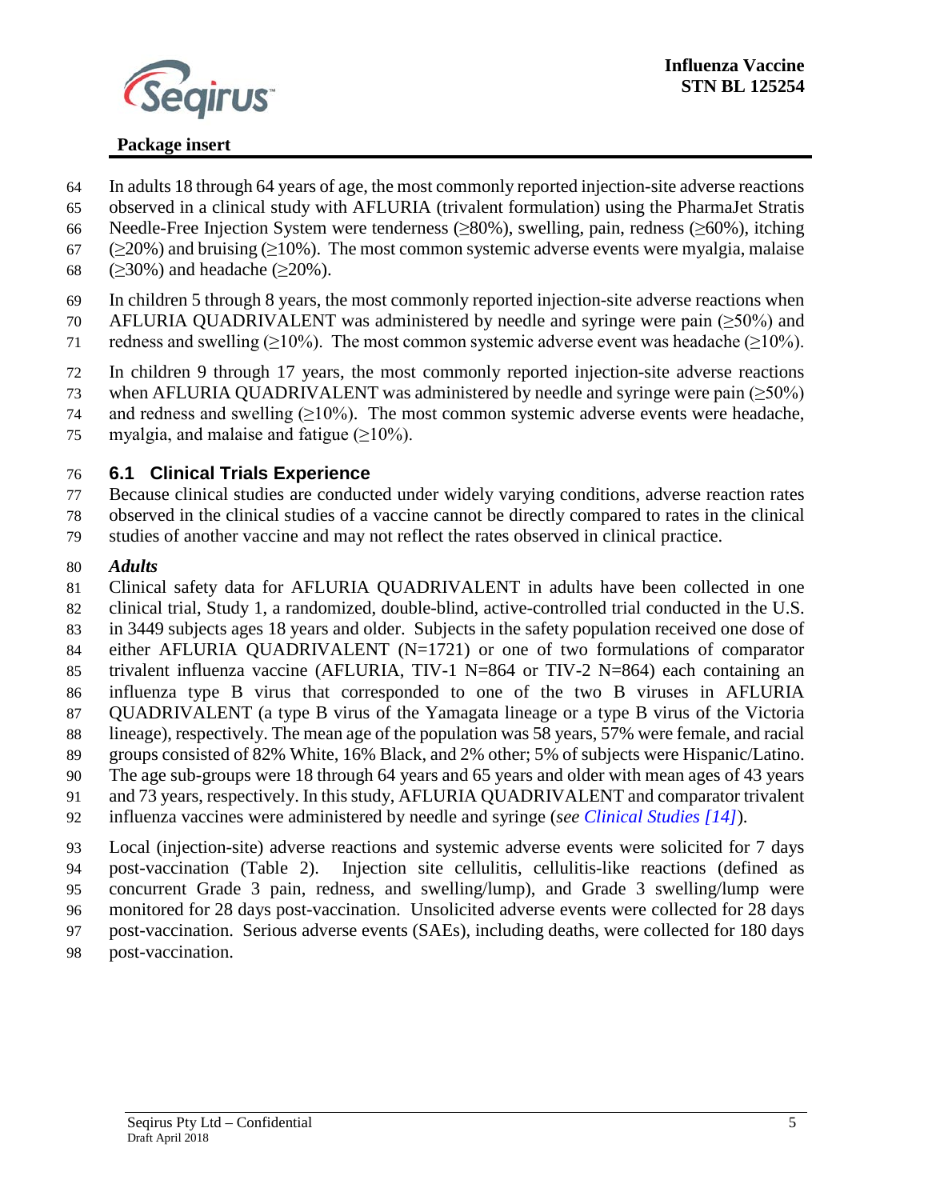In adults 18 through 64 years of age, the most commonly reported injection-site adverse reactions observed in a clinical study with AFLURIA (trivalent formulation) using the PharmaJet Stratis Needle-Free Injection System were tenderness (≥80%), swelling, pain, redness (≥60%), itching (≥20%) and bruising (≥10%). The most common systemic adverse events were myalgia, malaise (≥30%) and headache (≥20%).

In children 5 through 8 years, the most commonly reported injection-site adverse reactions when AFLURIA QUADRIVALENT was administered by needle and syringe were pain (≥50%) and redness and swelling (≥10%). The most common systemic adverse event was headache (≥10%).

In children 9 through 17 years, the most commonly reported injection-site adverse reactions when AFLURIA QUADRIVALENT was administered by needle and syringe were pain (≥50%) and redness and swelling (≥10%). The most common systemic adverse events were headache, myalgia, and malaise and fatigue (≥10%).

## 6.1 Clinical Trials Experience

Because clinical studies are conducted under widely varying conditions, adverse reaction rates observed in the clinical studies of a vaccine cannot be directly compared to rates in the clinical studies of another vaccine and may not reflect the rates observed in clinical practice.

***Adults***

Clinical safety data for AFLURIA QUADRIVALENT in adults have been collected in one clinical trial, Study 1, a randomized, double-blind, active-controlled trial conducted in the U.S. in 3449 subjects ages 18 years and older. Subjects in the safety population received one dose of either AFLURIA QUADRIVALENT (N=1721) or one of two formulations of comparator trivalent influenza vaccine (AFLURIA, TIV-1 N=864 or TIV-2 N=864) each containing an influenza type B virus that corresponded to one of the two B viruses in AFLURIA QUADRIVALENT (a type B virus of the Yamagata lineage or a type B virus of the Victoria lineage), respectively. The mean age of the population was 58 years, 57% were female, and racial groups consisted of 82% White, 16% Black, and 2% other; 5% of subjects were Hispanic/Latino. The age sub-groups were 18 through 64 years and 65 years and older with mean ages of 43 years and 73 years, respectively. In this study, AFLURIA QUADRIVALENT and comparator trivalent influenza vaccines were administered by needle and syringe (*see Clinical Studies [14]*).

Local (injection-site) adverse reactions and systemic adverse events were solicited for 7 days post-vaccination (Table 2). Injection site cellulitis, cellulitis-like reactions (defined as concurrent Grade 3 pain, redness, and swelling/lump), and Grade 3 swelling/lump were monitored for 28 days post-vaccination. Unsolicited adverse events were collected for 28 days post-vaccination. Serious adverse events (SAEs), including deaths, were collected for 180 days post-vaccination.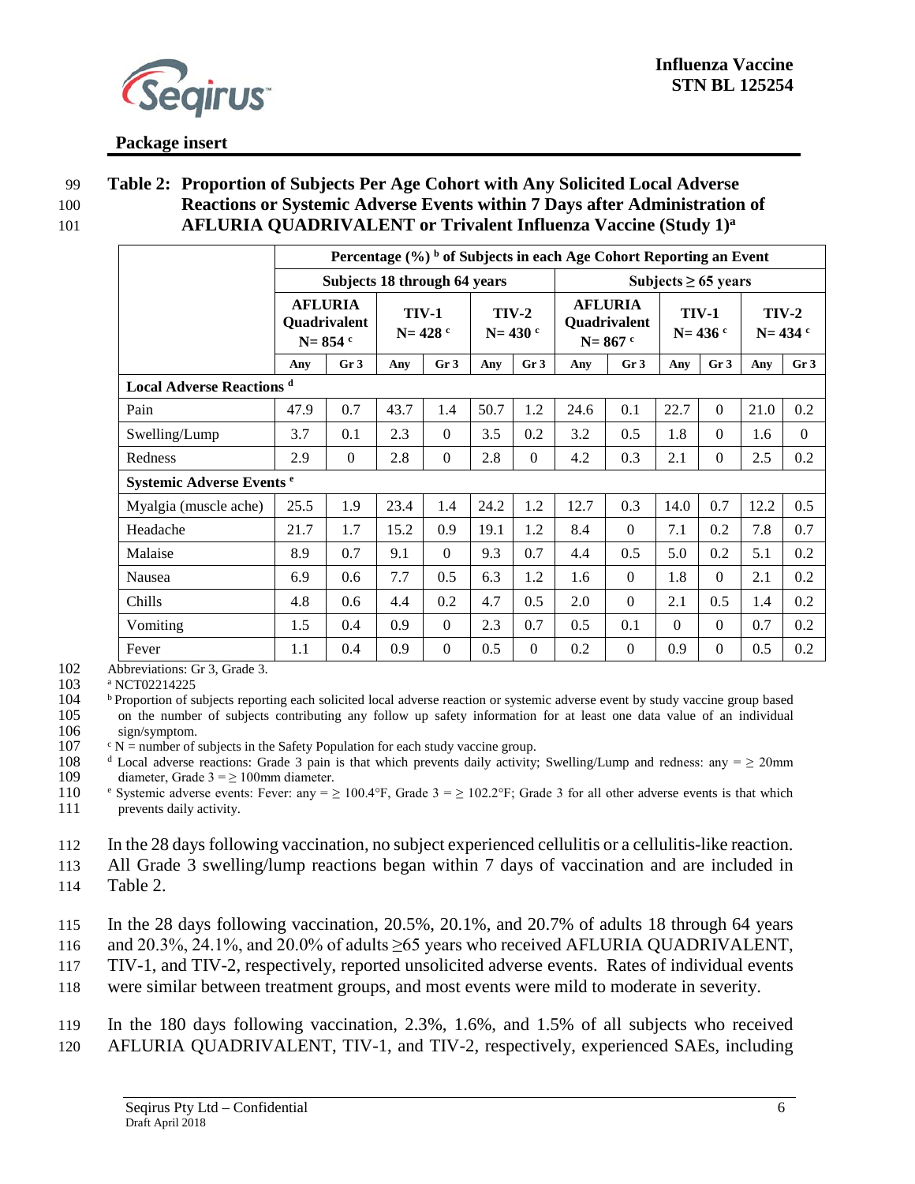**Table 2: Proportion of Subjects Per Age Cohort with Any Solicited Local Adverse Reactions or Systemic Adverse Events within 7 Days after Administration of AFLURIA QUADRIVALENT or Trivalent Influenza Vaccine (Study 1)[a]**

| | Percentage (%) [b] of Subjects in each Age Cohort Reporting an Event | | | | | | | | | | | |
|---|---|---|---|---|---|---|---|---|---|---|---|---|
| | Subjects 18 through 64 years | | | | | | Subjects ≥ 65 years | | | | | |
| | AFLURIA Quadrivalent N= 854 [c] | | TIV-1 N= 428 [c] | | TIV-2 N= 430 [c] | | AFLURIA Quadrivalent N= 867 [c] | | TIV-1 N= 436 [c] | | TIV-2 N= 434 [c] | |
| | Any | Gr 3 | Any | Gr 3 | Any | Gr 3 | Any | Gr 3 | Any | Gr 3 | Any | Gr 3 |
| **Local Adverse Reactions [d]** | | | | | | | | | | | | |
| Pain | 47.9 | 0.7 | 43.7 | 1.4 | 50.7 | 1.2 | 24.6 | 0.1 | 22.7 | 0 | 21.0 | 0.2 |
| Swelling/Lump | 3.7 | 0.1 | 2.3 | 0 | 3.5 | 0.2 | 3.2 | 0.5 | 1.8 | 0 | 1.6 | 0 |
| Redness | 2.9 | 0 | 2.8 | 0 | 2.8 | 0 | 4.2 | 0.3 | 2.1 | 0 | 2.5 | 0.2 |
| **Systemic Adverse Events [e]** | | | | | | | | | | | | |
| Myalgia (muscle ache) | 25.5 | 1.9 | 23.4 | 1.4 | 24.2 | 1.2 | 12.7 | 0.3 | 14.0 | 0.7 | 12.2 | 0.5 |
| Headache | 21.7 | 1.7 | 15.2 | 0.9 | 19.1 | 1.2 | 8.4 | 0 | 7.1 | 0.2 | 7.8 | 0.7 |
| Malaise | 8.9 | 0.7 | 9.1 | 0 | 9.3 | 0.7 | 4.4 | 0.5 | 5.0 | 0.2 | 5.1 | 0.2 |
| Nausea | 6.9 | 0.6 | 7.7 | 0.5 | 6.3 | 1.2 | 1.6 | 0 | 1.8 | 0 | 2.1 | 0.2 |
| Chills | 4.8 | 0.6 | 4.4 | 0.2 | 4.7 | 0.5 | 2.0 | 0 | 2.1 | 0.5 | 1.4 | 0.2 |
| Vomiting | 1.5 | 0.4 | 0.9 | 0 | 2.3 | 0.7 | 0.5 | 0.1 | 0 | 0 | 0.7 | 0.2 |
| Fever | 1.1 | 0.4 | 0.9 | 0 | 0.5 | 0 | 0.2 | 0 | 0.9 | 0 | 0.5 | 0.2 |

Abbreviations: Gr 3, Grade 3.

[a] NCT02214225

[b] Proportion of subjects reporting each solicited local adverse reaction or systemic adverse event by study vaccine group based on the number of subjects contributing any follow up safety information for at least one data value of an individual sign/symptom.

[c] N = number of subjects in the Safety Population for each study vaccine group.

[d] Local adverse reactions: Grade 3 pain is that which prevents daily activity; Swelling/Lump and redness: any = ≥ 20mm diameter, Grade 3 = ≥ 100mm diameter.

[e] Systemic adverse events: Fever: any = ≥ 100.4°F, Grade 3 = ≥ 102.2°F; Grade 3 for all other adverse events is that which prevents daily activity.

In the 28 days following vaccination, no subject experienced cellulitis or a cellulitis-like reaction. All Grade 3 swelling/lump reactions began within 7 days of vaccination and are included in Table 2.

In the 28 days following vaccination, 20.5%, 20.1%, and 20.7% of adults 18 through 64 years and 20.3%, 24.1%, and 20.0% of adults ≥65 years who received AFLURIA QUADRIVALENT, TIV-1, and TIV-2, respectively, reported unsolicited adverse events. Rates of individual events were similar between treatment groups, and most events were mild to moderate in severity.

In the 180 days following vaccination, 2.3%, 1.6%, and 1.5% of all subjects who received AFLURIA QUADRIVALENT, TIV-1, and TIV-2, respectively, experienced SAEs, including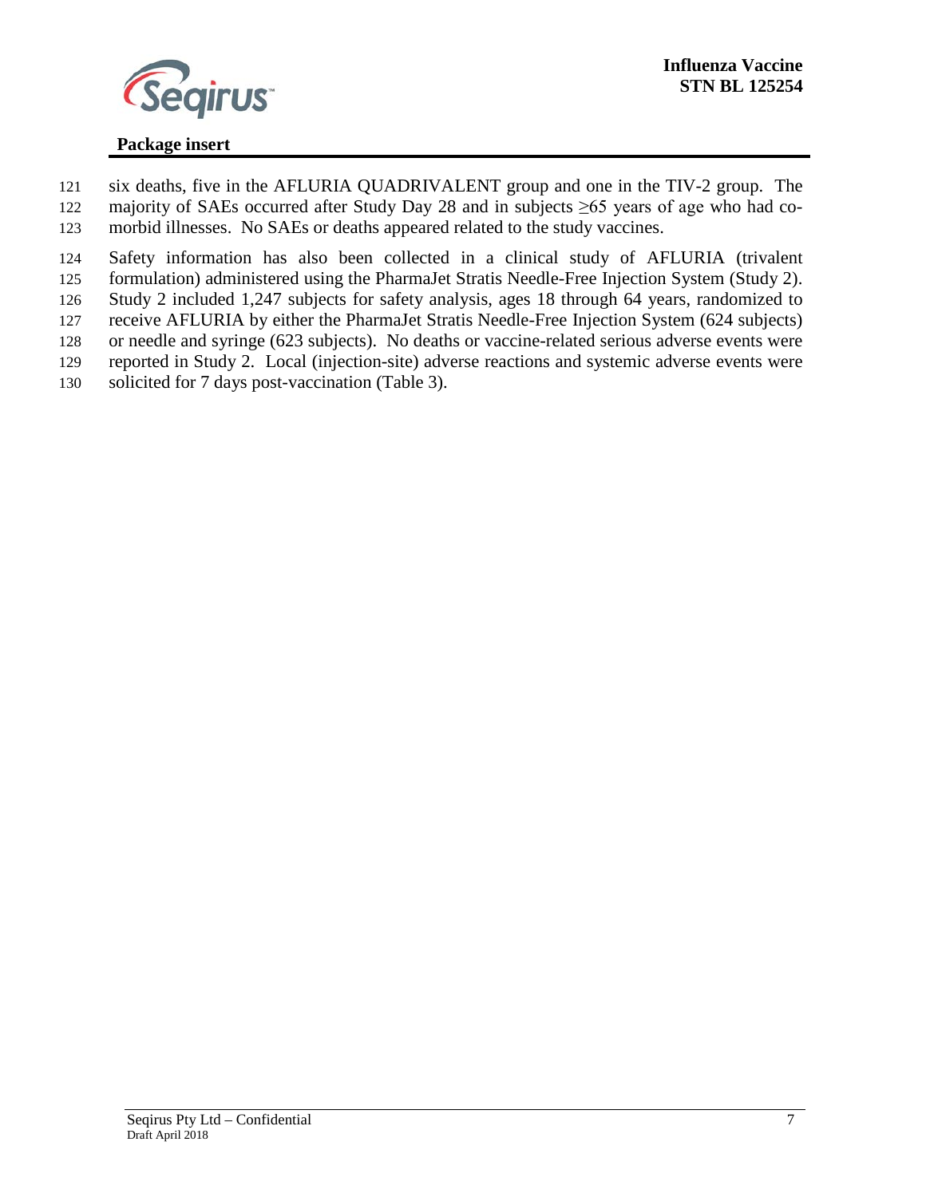six deaths, five in the AFLURIA QUADRIVALENT group and one in the TIV-2 group. The majority of SAEs occurred after Study Day 28 and in subjects ≥65 years of age who had co-morbid illnesses. No SAEs or deaths appeared related to the study vaccines.

Safety information has also been collected in a clinical study of AFLURIA (trivalent formulation) administered using the PharmaJet Stratis Needle-Free Injection System (Study 2). Study 2 included 1,247 subjects for safety analysis, ages 18 through 64 years, randomized to receive AFLURIA by either the PharmaJet Stratis Needle-Free Injection System (624 subjects) or needle and syringe (623 subjects). No deaths or vaccine-related serious adverse events were reported in Study 2. Local (injection-site) adverse reactions and systemic adverse events were solicited for 7 days post-vaccination (Table 3).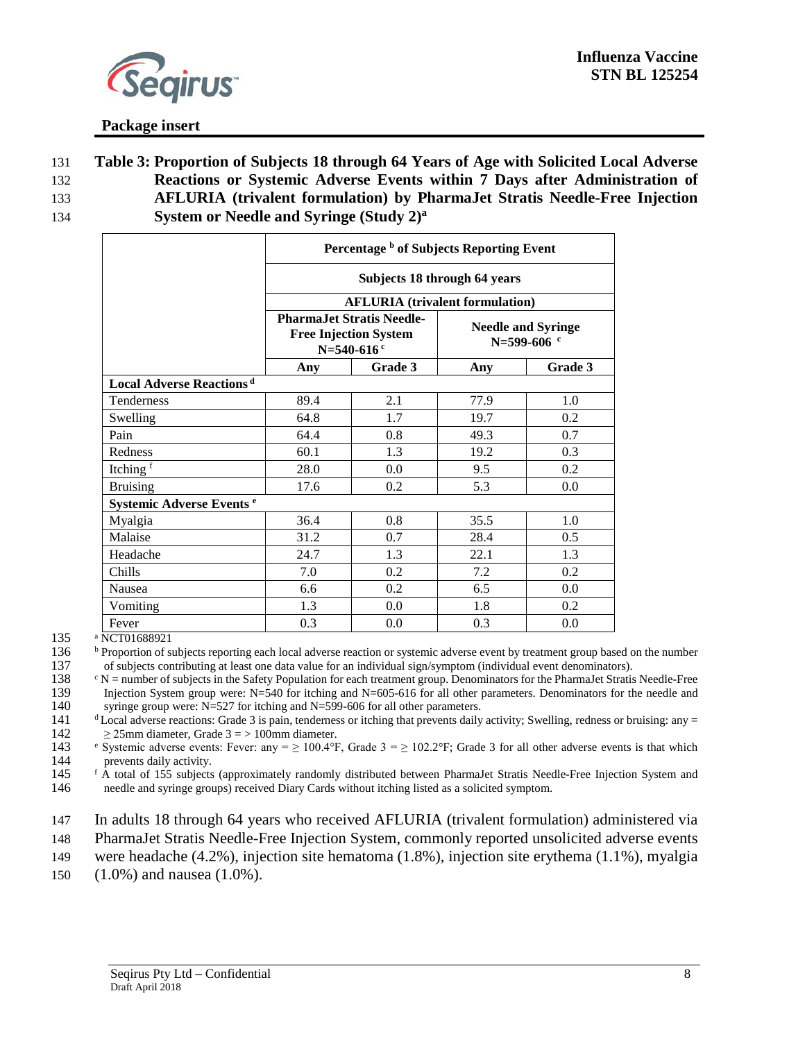**Table 3: Proportion of Subjects 18 through 64 Years of Age with Solicited Local Adverse Reactions or Systemic Adverse Events within 7 Days after Administration of AFLURIA (trivalent formulation) by PharmaJet Stratis Needle-Free Injection System or Needle and Syringe (Study 2)[a]**

| | Percentage [b] of Subjects Reporting Event | | | |
|---|---|---|---|---|
| | Subjects 18 through 64 years | | | |
| | AFLURIA (trivalent formulation) | | | |
| | PharmaJet Stratis Needle-Free Injection System N=540-616 [c] | | Needle and Syringe N=599-606 [c] | |
| | Any | Grade 3 | Any | Grade 3 |
| **Local Adverse Reactions [d]** | | | | |
| Tenderness | 89.4 | 2.1 | 77.9 | 1.0 |
| Swelling | 64.8 | 1.7 | 19.7 | 0.2 |
| Pain | 64.4 | 0.8 | 49.3 | 0.7 |
| Redness | 60.1 | 1.3 | 19.2 | 0.3 |
| Itching [f] | 28.0 | 0.0 | 9.5 | 0.2 |
| Bruising | 17.6 | 0.2 | 5.3 | 0.0 |
| **Systemic Adverse Events [e]** | | | | |
| Myalgia | 36.4 | 0.8 | 35.5 | 1.0 |
| Malaise | 31.2 | 0.7 | 28.4 | 0.5 |
| Headache | 24.7 | 1.3 | 22.1 | 1.3 |
| Chills | 7.0 | 0.2 | 7.2 | 0.2 |
| Nausea | 6.6 | 0.2 | 6.5 | 0.0 |
| Vomiting | 1.3 | 0.0 | 1.8 | 0.2 |
| Fever | 0.3 | 0.0 | 0.3 | 0.0 |

[a] NCT01688921

[b] Proportion of subjects reporting each local adverse reaction or systemic adverse event by treatment group based on the number of subjects contributing at least one data value for an individual sign/symptom (individual event denominators).

[c] N = number of subjects in the Safety Population for each treatment group. Denominators for the PharmaJet Stratis Needle-Free Injection System group were: N=540 for itching and N=605-616 for all other parameters. Denominators for the needle and syringe group were: N=527 for itching and N=599-606 for all other parameters.

[d] Local adverse reactions: Grade 3 is pain, tenderness or itching that prevents daily activity; Swelling, redness or bruising: any = ≥ 25mm diameter, Grade 3 = > 100mm diameter.

[e] Systemic adverse events: Fever: any = ≥ 100.4°F, Grade 3 = ≥ 102.2°F; Grade 3 for all other adverse events is that which prevents daily activity.

[f] A total of 155 subjects (approximately randomly distributed between PharmaJet Stratis Needle-Free Injection System and needle and syringe groups) received Diary Cards without itching listed as a solicited symptom.

In adults 18 through 64 years who received AFLURIA (trivalent formulation) administered via PharmaJet Stratis Needle-Free Injection System, commonly reported unsolicited adverse events were headache (4.2%), injection site hematoma (1.8%), injection site erythema (1.1%), myalgia (1.0%) and nausea (1.0%).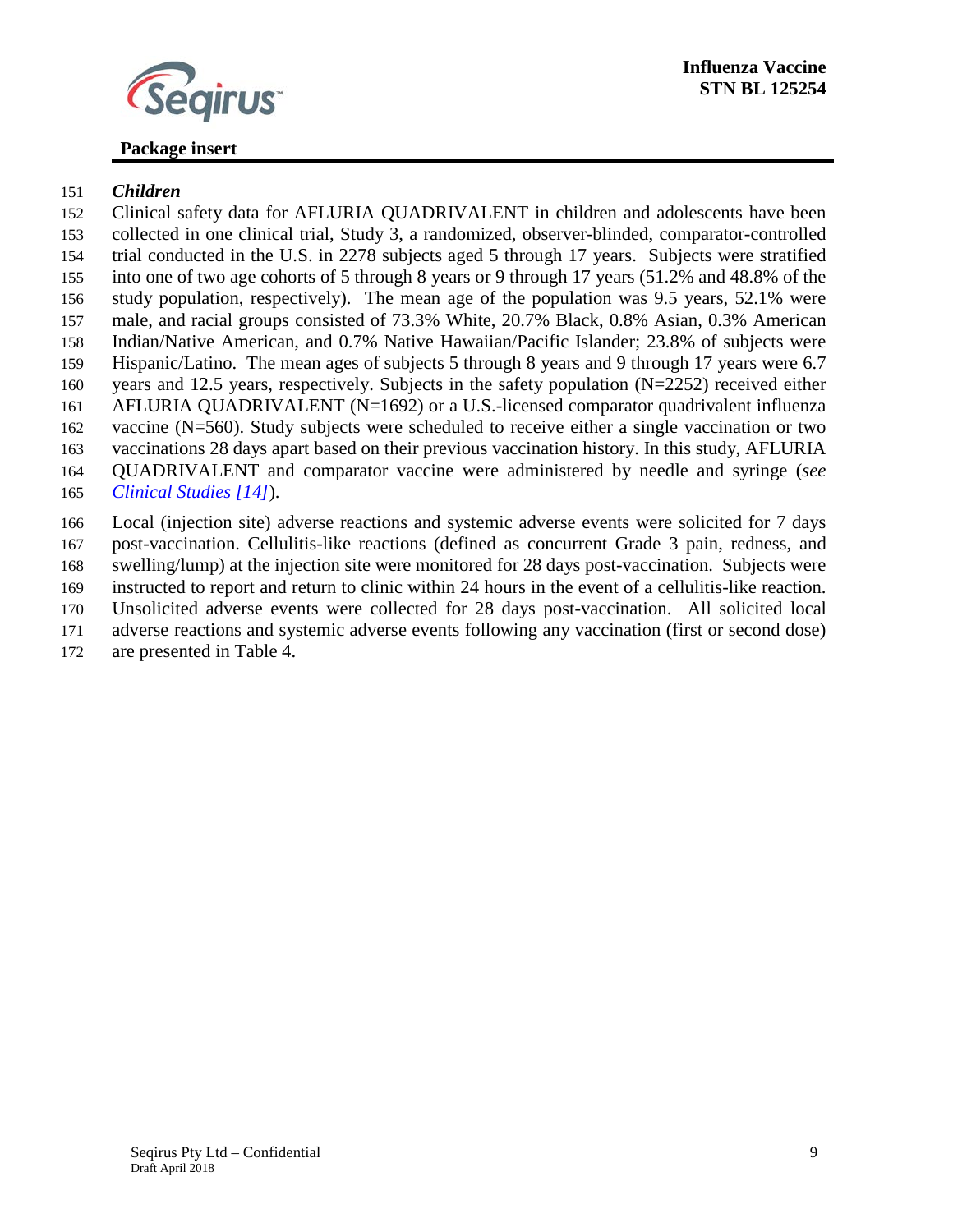*Children*

Clinical safety data for AFLURIA QUADRIVALENT in children and adolescents have been collected in one clinical trial, Study 3, a randomized, observer-blinded, comparator-controlled trial conducted in the U.S. in 2278 subjects aged 5 through 17 years. Subjects were stratified into one of two age cohorts of 5 through 8 years or 9 through 17 years (51.2% and 48.8% of the study population, respectively). The mean age of the population was 9.5 years, 52.1% were male, and racial groups consisted of 73.3% White, 20.7% Black, 0.8% Asian, 0.3% American Indian/Native American, and 0.7% Native Hawaiian/Pacific Islander; 23.8% of subjects were Hispanic/Latino. The mean ages of subjects 5 through 8 years and 9 through 17 years were 6.7 years and 12.5 years, respectively. Subjects in the safety population (N=2252) received either AFLURIA QUADRIVALENT (N=1692) or a U.S.-licensed comparator quadrivalent influenza vaccine (N=560). Study subjects were scheduled to receive either a single vaccination or two vaccinations 28 days apart based on their previous vaccination history. In this study, AFLURIA QUADRIVALENT and comparator vaccine were administered by needle and syringe (*see Clinical Studies [14]*).

Local (injection site) adverse reactions and systemic adverse events were solicited for 7 days post-vaccination. Cellulitis-like reactions (defined as concurrent Grade 3 pain, redness, and swelling/lump) at the injection site were monitored for 28 days post-vaccination. Subjects were instructed to report and return to clinic within 24 hours in the event of a cellulitis-like reaction. Unsolicited adverse events were collected for 28 days post-vaccination. All solicited local adverse reactions and systemic adverse events following any vaccination (first or second dose) are presented in Table 4.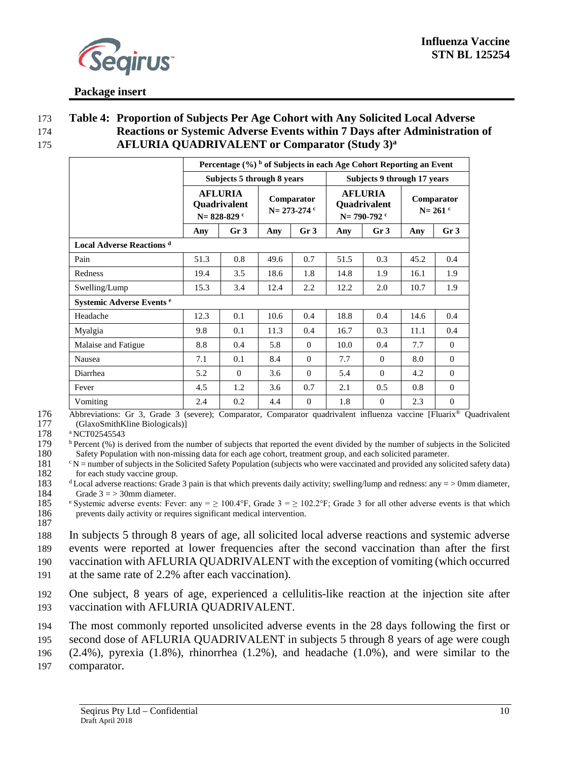**Table 4: Proportion of Subjects Per Age Cohort with Any Solicited Local Adverse Reactions or Systemic Adverse Events within 7 Days after Administration of AFLURIA QUADRIVALENT or Comparator (Study 3)[a]**

| | Percentage (%) [b] of Subjects in each Age Cohort Reporting an Event | | | | | | | |
|---|---|---|---|---|---|---|---|---|
| | Subjects 5 through 8 years | | | | Subjects 9 through 17 years | | | |
| | AFLURIA Quadrivalent N= 828-829 [c] | | Comparator N= 273-274 [c] | | AFLURIA Quadrivalent N= 790-792 [c] | | Comparator N= 261 [c] | |
| | Any | Gr 3 | Any | Gr 3 | Any | Gr 3 | Any | Gr 3 |
| **Local Adverse Reactions [d]** | | | | | | | | |
| Pain | 51.3 | 0.8 | 49.6 | 0.7 | 51.5 | 0.3 | 45.2 | 0.4 |
| Redness | 19.4 | 3.5 | 18.6 | 1.8 | 14.8 | 1.9 | 16.1 | 1.9 |
| Swelling/Lump | 15.3 | 3.4 | 12.4 | 2.2 | 12.2 | 2.0 | 10.7 | 1.9 |
| **Systemic Adverse Events [e]** | | | | | | | | |
| Headache | 12.3 | 0.1 | 10.6 | 0.4 | 18.8 | 0.4 | 14.6 | 0.4 |
| Myalgia | 9.8 | 0.1 | 11.3 | 0.4 | 16.7 | 0.3 | 11.1 | 0.4 |
| Malaise and Fatigue | 8.8 | 0.4 | 5.8 | 0 | 10.0 | 0.4 | 7.7 | 0 |
| Nausea | 7.1 | 0.1 | 8.4 | 0 | 7.7 | 0 | 8.0 | 0 |
| Diarrhea | 5.2 | 0 | 3.6 | 0 | 5.4 | 0 | 4.2 | 0 |
| Fever | 4.5 | 1.2 | 3.6 | 0.7 | 2.1 | 0.5 | 0.8 | 0 |
| Vomiting | 2.4 | 0.2 | 4.4 | 0 | 1.8 | 0 | 2.3 | 0 |

Abbreviations: Gr 3, Grade 3 (severe); Comparator, Comparator quadrivalent influenza vaccine [Fluarix® Quadrivalent (GlaxoSmithKline Biologicals)]

[a] NCT02545543

[b] Percent (%) is derived from the number of subjects that reported the event divided by the number of subjects in the Solicited Safety Population with non-missing data for each age cohort, treatment group, and each solicited parameter.

[c] N = number of subjects in the Solicited Safety Population (subjects who were vaccinated and provided any solicited safety data) for each study vaccine group.

[d] Local adverse reactions: Grade 3 pain is that which prevents daily activity; swelling/lump and redness: any = > 0mm diameter, Grade 3 = > 30mm diameter.

[e] Systemic adverse events: Fever: any = ≥ 100.4°F, Grade 3 = ≥ 102.2°F; Grade 3 for all other adverse events is that which prevents daily activity or requires significant medical intervention.

In subjects 5 through 8 years of age, all solicited local adverse reactions and systemic adverse events were reported at lower frequencies after the second vaccination than after the first vaccination with AFLURIA QUADRIVALENT with the exception of vomiting (which occurred at the same rate of 2.2% after each vaccination).

One subject, 8 years of age, experienced a cellulitis-like reaction at the injection site after vaccination with AFLURIA QUADRIVALENT.

The most commonly reported unsolicited adverse events in the 28 days following the first or second dose of AFLURIA QUADRIVALENT in subjects 5 through 8 years of age were cough (2.4%), pyrexia (1.8%), rhinorrhea (1.2%), and headache (1.0%), and were similar to the comparator.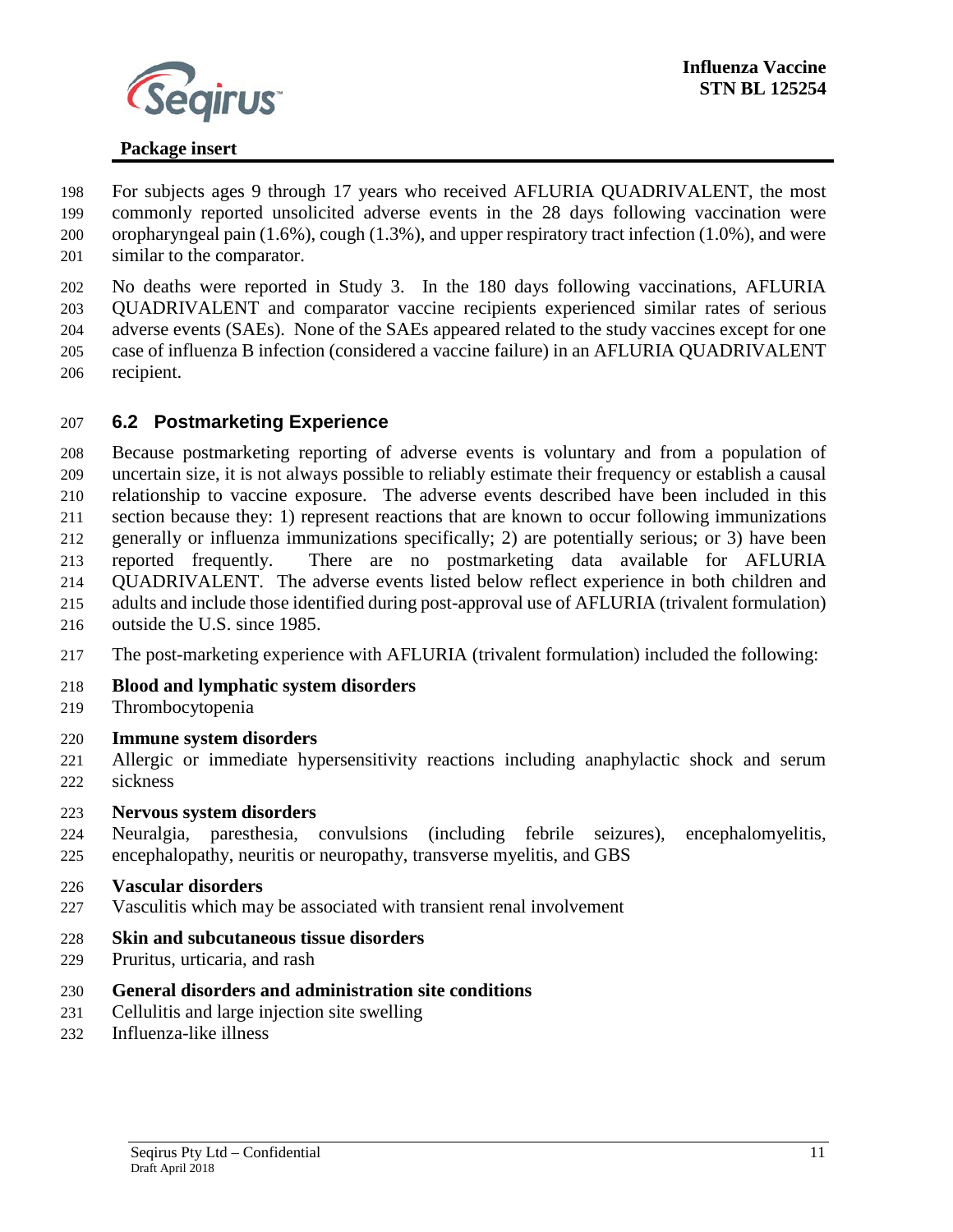For subjects ages 9 through 17 years who received AFLURIA QUADRIVALENT, the most commonly reported unsolicited adverse events in the 28 days following vaccination were oropharyngeal pain (1.6%), cough (1.3%), and upper respiratory tract infection (1.0%), and were similar to the comparator.

No deaths were reported in Study 3. In the 180 days following vaccinations, AFLURIA QUADRIVALENT and comparator vaccine recipients experienced similar rates of serious adverse events (SAEs). None of the SAEs appeared related to the study vaccines except for one case of influenza B infection (considered a vaccine failure) in an AFLURIA QUADRIVALENT recipient.

## 6.2 Postmarketing Experience

Because postmarketing reporting of adverse events is voluntary and from a population of uncertain size, it is not always possible to reliably estimate their frequency or establish a causal relationship to vaccine exposure. The adverse events described have been included in this section because they: 1) represent reactions that are known to occur following immunizations generally or influenza immunizations specifically; 2) are potentially serious; or 3) have been reported frequently. There are no postmarketing data available for AFLURIA QUADRIVALENT. The adverse events listed below reflect experience in both children and adults and include those identified during post-approval use of AFLURIA (trivalent formulation) outside the U.S. since 1985.

The post-marketing experience with AFLURIA (trivalent formulation) included the following:

**Blood and lymphatic system disorders**
Thrombocytopenia

**Immune system disorders**
Allergic or immediate hypersensitivity reactions including anaphylactic shock and serum sickness

**Nervous system disorders**
Neuralgia, paresthesia, convulsions (including febrile seizures), encephalomyelitis, encephalopathy, neuritis or neuropathy, transverse myelitis, and GBS

**Vascular disorders**
Vasculitis which may be associated with transient renal involvement

**Skin and subcutaneous tissue disorders**
Pruritus, urticaria, and rash

**General disorders and administration site conditions**
Cellulitis and large injection site swelling
Influenza-like illness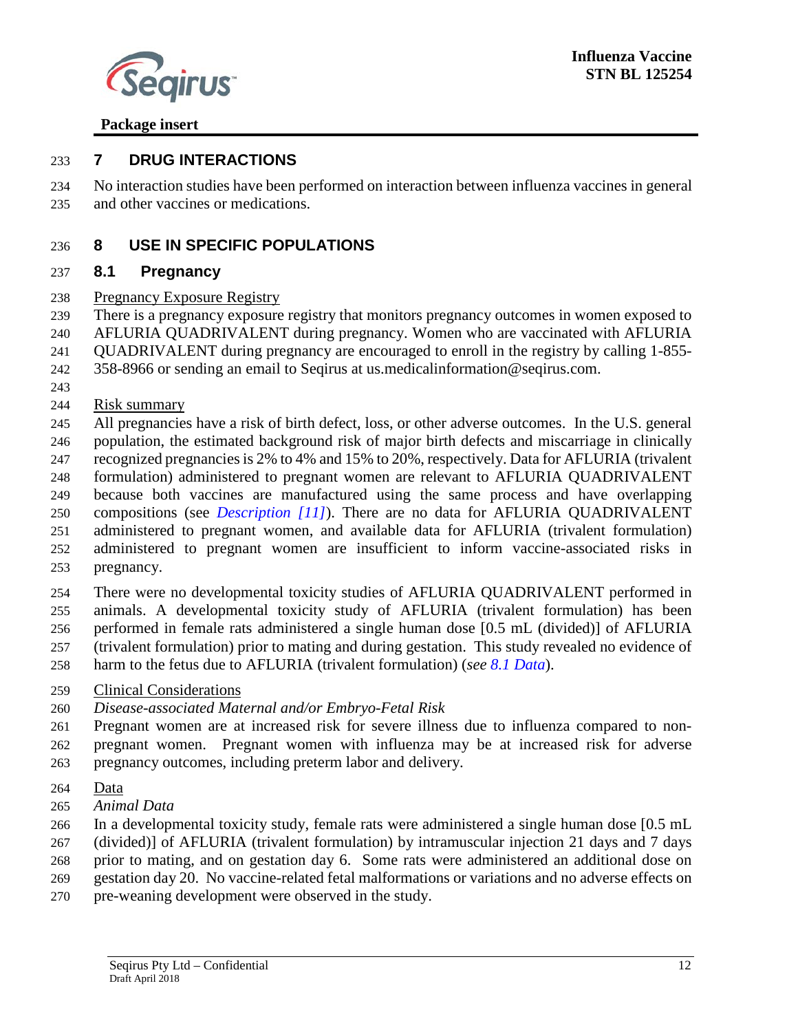## 7 DRUG INTERACTIONS

No interaction studies have been performed on interaction between influenza vaccines in general and other vaccines or medications.

## 8 USE IN SPECIFIC POPULATIONS

### 8.1 Pregnancy

Pregnancy Exposure Registry

There is a pregnancy exposure registry that monitors pregnancy outcomes in women exposed to AFLURIA QUADRIVALENT during pregnancy. Women who are vaccinated with AFLURIA QUADRIVALENT during pregnancy are encouraged to enroll in the registry by calling 1-855-358-8966 or sending an email to Seqirus at us.medicalinformation@seqirus.com.

Risk summary

All pregnancies have a risk of birth defect, loss, or other adverse outcomes. In the U.S. general population, the estimated background risk of major birth defects and miscarriage in clinically recognized pregnancies is 2% to 4% and 15% to 20%, respectively. Data for AFLURIA (trivalent formulation) administered to pregnant women are relevant to AFLURIA QUADRIVALENT because both vaccines are manufactured using the same process and have overlapping compositions (see *Description [11]*). There are no data for AFLURIA QUADRIVALENT administered to pregnant women, and available data for AFLURIA (trivalent formulation) administered to pregnant women are insufficient to inform vaccine-associated risks in pregnancy.

There were no developmental toxicity studies of AFLURIA QUADRIVALENT performed in animals. A developmental toxicity study of AFLURIA (trivalent formulation) has been performed in female rats administered a single human dose [0.5 mL (divided)] of AFLURIA (trivalent formulation) prior to mating and during gestation. This study revealed no evidence of harm to the fetus due to AFLURIA (trivalent formulation) (*see 8.1 Data*).

Clinical Considerations

*Disease-associated Maternal and/or Embryo-Fetal Risk*

Pregnant women are at increased risk for severe illness due to influenza compared to non-pregnant women. Pregnant women with influenza may be at increased risk for adverse pregnancy outcomes, including preterm labor and delivery.

Data

*Animal Data*

In a developmental toxicity study, female rats were administered a single human dose [0.5 mL (divided)] of AFLURIA (trivalent formulation) by intramuscular injection 21 days and 7 days prior to mating, and on gestation day 6. Some rats were administered an additional dose on gestation day 20. No vaccine-related fetal malformations or variations and no adverse effects on pre-weaning development were observed in the study.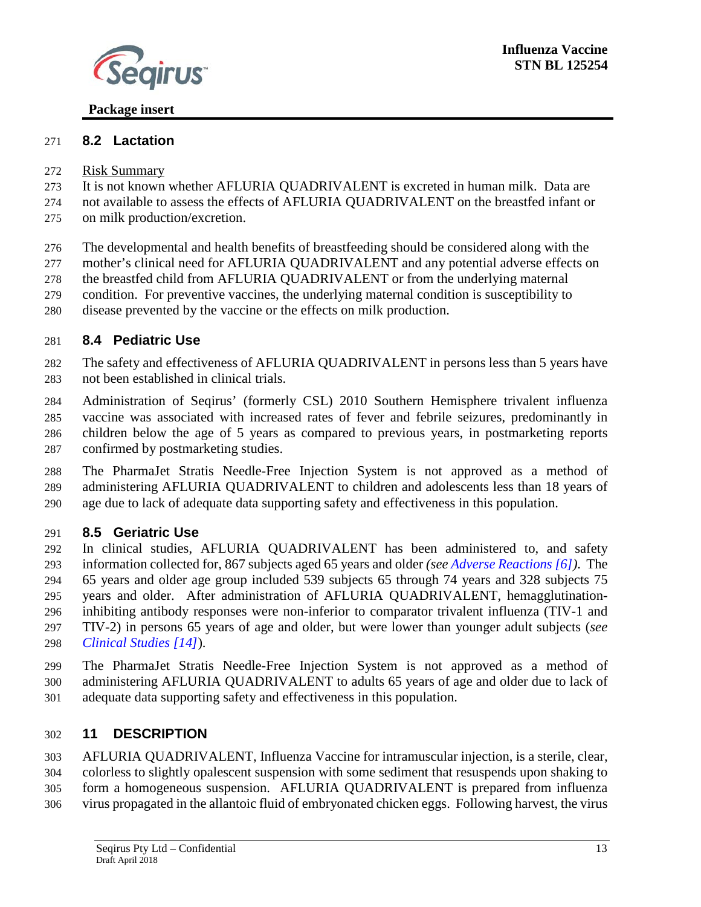## 8.2 Lactation

Risk Summary

It is not known whether AFLURIA QUADRIVALENT is excreted in human milk. Data are not available to assess the effects of AFLURIA QUADRIVALENT on the breastfed infant or on milk production/excretion.

The developmental and health benefits of breastfeeding should be considered along with the mother's clinical need for AFLURIA QUADRIVALENT and any potential adverse effects on the breastfed child from AFLURIA QUADRIVALENT or from the underlying maternal condition. For preventive vaccines, the underlying maternal condition is susceptibility to disease prevented by the vaccine or the effects on milk production.

## 8.4 Pediatric Use

The safety and effectiveness of AFLURIA QUADRIVALENT in persons less than 5 years have not been established in clinical trials.

Administration of Seqirus' (formerly CSL) 2010 Southern Hemisphere trivalent influenza vaccine was associated with increased rates of fever and febrile seizures, predominantly in children below the age of 5 years as compared to previous years, in postmarketing reports confirmed by postmarketing studies.

The PharmaJet Stratis Needle-Free Injection System is not approved as a method of administering AFLURIA QUADRIVALENT to children and adolescents less than 18 years of age due to lack of adequate data supporting safety and effectiveness in this population.

## 8.5 Geriatric Use

In clinical studies, AFLURIA QUADRIVALENT has been administered to, and safety information collected for, 867 subjects aged 65 years and older *(see Adverse Reactions [6])*. The 65 years and older age group included 539 subjects 65 through 74 years and 328 subjects 75 years and older. After administration of AFLURIA QUADRIVALENT, hemagglutination-inhibiting antibody responses were non-inferior to comparator trivalent influenza (TIV-1 and TIV-2) in persons 65 years of age and older, but were lower than younger adult subjects (*see Clinical Studies [14]*).

The PharmaJet Stratis Needle-Free Injection System is not approved as a method of administering AFLURIA QUADRIVALENT to adults 65 years of age and older due to lack of adequate data supporting safety and effectiveness in this population.

## 11 DESCRIPTION

AFLURIA QUADRIVALENT, Influenza Vaccine for intramuscular injection, is a sterile, clear, colorless to slightly opalescent suspension with some sediment that resuspends upon shaking to form a homogeneous suspension. AFLURIA QUADRIVALENT is prepared from influenza virus propagated in the allantoic fluid of embryonated chicken eggs. Following harvest, the virus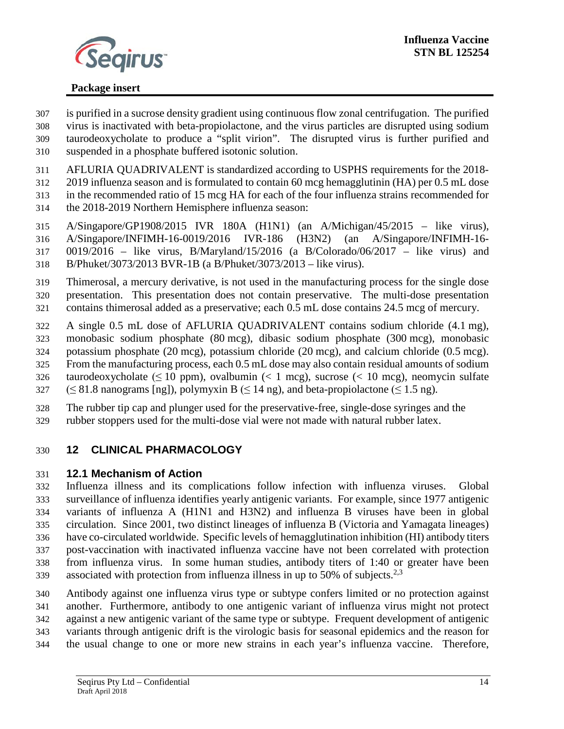is purified in a sucrose density gradient using continuous flow zonal centrifugation. The purified virus is inactivated with beta-propiolactone, and the virus particles are disrupted using sodium taurodeoxycholate to produce a "split virion". The disrupted virus is further purified and suspended in a phosphate buffered isotonic solution.

AFLURIA QUADRIVALENT is standardized according to USPHS requirements for the 2018-2019 influenza season and is formulated to contain 60 mcg hemagglutinin (HA) per 0.5 mL dose in the recommended ratio of 15 mcg HA for each of the four influenza strains recommended for the 2018-2019 Northern Hemisphere influenza season:

A/Singapore/GP1908/2015 IVR 180A (H1N1) (an A/Michigan/45/2015 – like virus), A/Singapore/INFIMH-16-0019/2016 IVR-186 (H3N2) (an A/Singapore/INFIMH-16-0019/2016 – like virus, B/Maryland/15/2016 (a B/Colorado/06/2017 – like virus) and B/Phuket/3073/2013 BVR-1B (a B/Phuket/3073/2013 – like virus).

Thimerosal, a mercury derivative, is not used in the manufacturing process for the single dose presentation. This presentation does not contain preservative. The multi-dose presentation contains thimerosal added as a preservative; each 0.5 mL dose contains 24.5 mcg of mercury.

A single 0.5 mL dose of AFLURIA QUADRIVALENT contains sodium chloride (4.1 mg), monobasic sodium phosphate (80 mcg), dibasic sodium phosphate (300 mcg), monobasic potassium phosphate (20 mcg), potassium chloride (20 mcg), and calcium chloride (0.5 mcg). From the manufacturing process, each 0.5 mL dose may also contain residual amounts of sodium taurodeoxycholate ($\leq$ 10 ppm), ovalbumin (< 1 mcg), sucrose (< 10 mcg), neomycin sulfate ($\leq$ 81.8 nanograms [ng]), polymyxin B ($\leq$ 14 ng), and beta-propiolactone ($\leq$ 1.5 ng).

The rubber tip cap and plunger used for the preservative-free, single-dose syringes and the rubber stoppers used for the multi-dose vial were not made with natural rubber latex.

## 12 CLINICAL PHARMACOLOGY

### 12.1 Mechanism of Action

Influenza illness and its complications follow infection with influenza viruses. Global surveillance of influenza identifies yearly antigenic variants. For example, since 1977 antigenic variants of influenza A (H1N1 and H3N2) and influenza B viruses have been in global circulation. Since 2001, two distinct lineages of influenza B (Victoria and Yamagata lineages) have co-circulated worldwide. Specific levels of hemagglutination inhibition (HI) antibody titers post-vaccination with inactivated influenza vaccine have not been correlated with protection from influenza virus. In some human studies, antibody titers of 1:40 or greater have been associated with protection from influenza illness in up to 50% of subjects.[2,3]

Antibody against one influenza virus type or subtype confers limited or no protection against another. Furthermore, antibody to one antigenic variant of influenza virus might not protect against a new antigenic variant of the same type or subtype. Frequent development of antigenic variants through antigenic drift is the virologic basis for seasonal epidemics and the reason for the usual change to one or more new strains in each year's influenza vaccine. Therefore,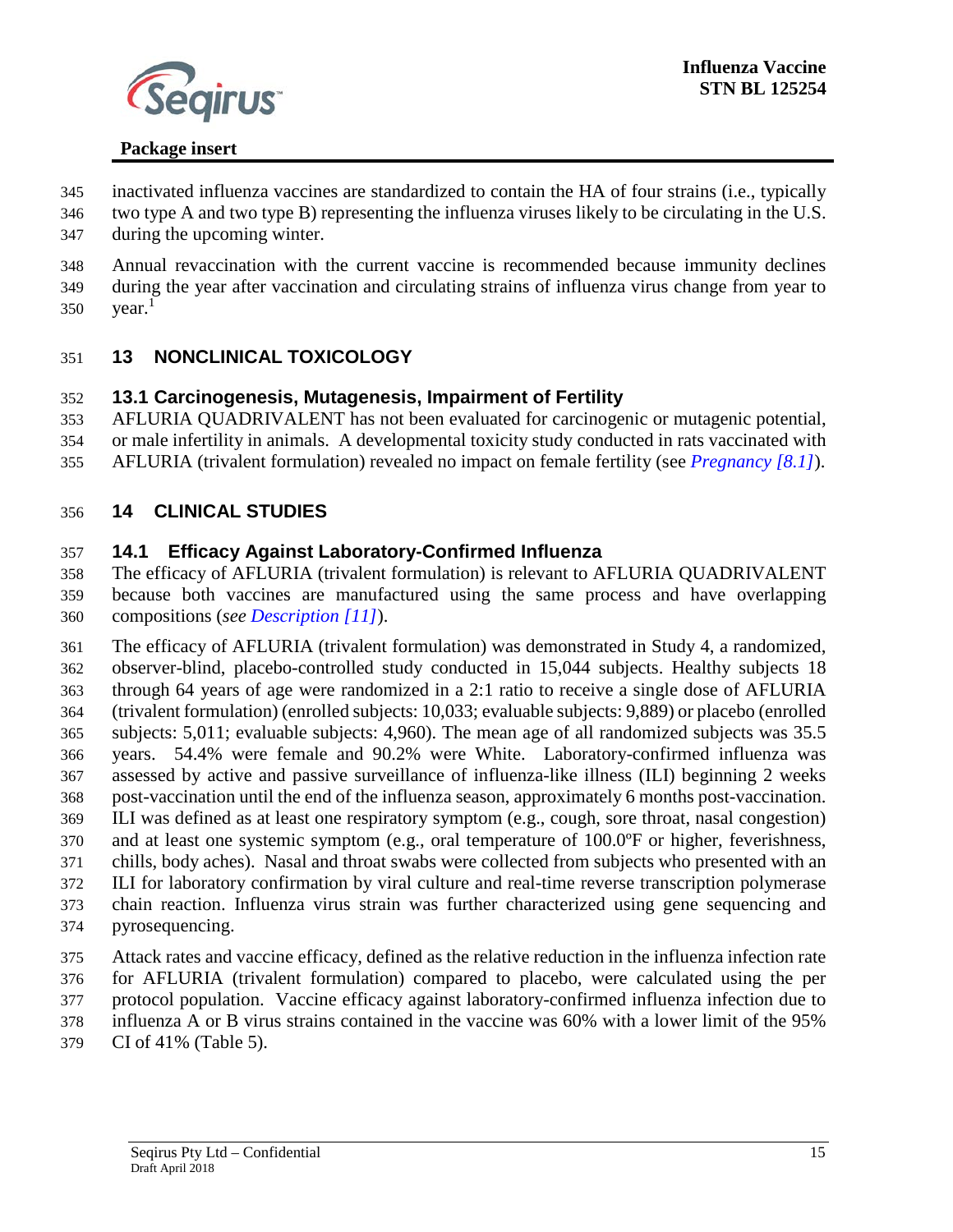inactivated influenza vaccines are standardized to contain the HA of four strains (i.e., typically two type A and two type B) representing the influenza viruses likely to be circulating in the U.S. during the upcoming winter.

Annual revaccination with the current vaccine is recommended because immunity declines during the year after vaccination and circulating strains of influenza virus change from year to year.[1]

## 13 NONCLINICAL TOXICOLOGY

### 13.1 Carcinogenesis, Mutagenesis, Impairment of Fertility

AFLURIA QUADRIVALENT has not been evaluated for carcinogenic or mutagenic potential, or male infertility in animals. A developmental toxicity study conducted in rats vaccinated with AFLURIA (trivalent formulation) revealed no impact on female fertility (see *Pregnancy [8.1]*).

## 14 CLINICAL STUDIES

### 14.1 Efficacy Against Laboratory-Confirmed Influenza

The efficacy of AFLURIA (trivalent formulation) is relevant to AFLURIA QUADRIVALENT because both vaccines are manufactured using the same process and have overlapping compositions (*see Description [11]*).

The efficacy of AFLURIA (trivalent formulation) was demonstrated in Study 4, a randomized, observer-blind, placebo-controlled study conducted in 15,044 subjects. Healthy subjects 18 through 64 years of age were randomized in a 2:1 ratio to receive a single dose of AFLURIA (trivalent formulation) (enrolled subjects: 10,033; evaluable subjects: 9,889) or placebo (enrolled subjects: 5,011; evaluable subjects: 4,960). The mean age of all randomized subjects was 35.5 years. 54.4% were female and 90.2% were White. Laboratory-confirmed influenza was assessed by active and passive surveillance of influenza-like illness (ILI) beginning 2 weeks post-vaccination until the end of the influenza season, approximately 6 months post-vaccination. ILI was defined as at least one respiratory symptom (e.g., cough, sore throat, nasal congestion) and at least one systemic symptom (e.g., oral temperature of 100.0ºF or higher, feverishness, chills, body aches). Nasal and throat swabs were collected from subjects who presented with an ILI for laboratory confirmation by viral culture and real-time reverse transcription polymerase chain reaction. Influenza virus strain was further characterized using gene sequencing and pyrosequencing.

Attack rates and vaccine efficacy, defined as the relative reduction in the influenza infection rate for AFLURIA (trivalent formulation) compared to placebo, were calculated using the per protocol population. Vaccine efficacy against laboratory-confirmed influenza infection due to influenza A or B virus strains contained in the vaccine was 60% with a lower limit of the 95% CI of 41% (Table 5).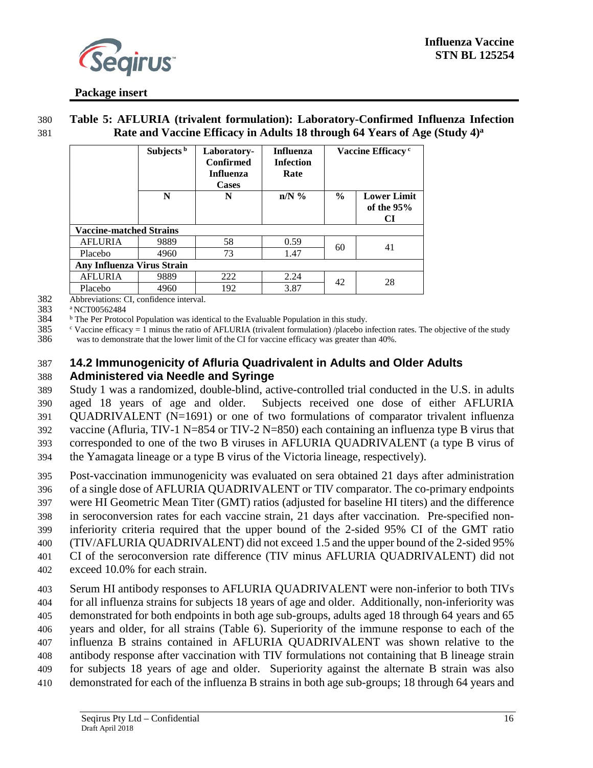**Table 5: AFLURIA (trivalent formulation): Laboratory-Confirmed Influenza Infection Rate and Vaccine Efficacy in Adults 18 through 64 Years of Age (Study 4)[a]**

| | Subjects [b] | Laboratory-Confirmed Influenza Cases | Influenza Infection Rate | Vaccine Efficacy [c] | |
|---|---|---|---|---|---|
| | N | N | n/N % | % | Lower Limit of the 95% CI |
| **Vaccine-matched Strains** | | | | | |
| AFLURIA | 9889 | 58 | 0.59 | 60 | 41 |
| Placebo | 4960 | 73 | 1.47 | | |
| **Any Influenza Virus Strain** | | | | | |
| AFLURIA | 9889 | 222 | 2.24 | 42 | 28 |
| Placebo | 4960 | 192 | 3.87 | | |

Abbreviations: CI, confidence interval.

[a] NCT00562484

[b] The Per Protocol Population was identical to the Evaluable Population in this study.

[c] Vaccine efficacy = 1 minus the ratio of AFLURIA (trivalent formulation) /placebo infection rates. The objective of the study was to demonstrate that the lower limit of the CI for vaccine efficacy was greater than 40%.

## 14.2 Immunogenicity of Afluria Quadrivalent in Adults and Older Adults Administered via Needle and Syringe

Study 1 was a randomized, double-blind, active-controlled trial conducted in the U.S. in adults aged 18 years of age and older. Subjects received one dose of either AFLURIA QUADRIVALENT (N=1691) or one of two formulations of comparator trivalent influenza vaccine (Afluria, TIV-1 N=854 or TIV-2 N=850) each containing an influenza type B virus that corresponded to one of the two B viruses in AFLURIA QUADRIVALENT (a type B virus of the Yamagata lineage or a type B virus of the Victoria lineage, respectively).

Post-vaccination immunogenicity was evaluated on sera obtained 21 days after administration of a single dose of AFLURIA QUADRIVALENT or TIV comparator. The co-primary endpoints were HI Geometric Mean Titer (GMT) ratios (adjusted for baseline HI titers) and the difference in seroconversion rates for each vaccine strain, 21 days after vaccination. Pre-specified non-inferiority criteria required that the upper bound of the 2-sided 95% CI of the GMT ratio (TIV/AFLURIA QUADRIVALENT) did not exceed 1.5 and the upper bound of the 2-sided 95% CI of the seroconversion rate difference (TIV minus AFLURIA QUADRIVALENT) did not exceed 10.0% for each strain.

Serum HI antibody responses to AFLURIA QUADRIVALENT were non-inferior to both TIVs for all influenza strains for subjects 18 years of age and older. Additionally, non-inferiority was demonstrated for both endpoints in both age sub-groups, adults aged 18 through 64 years and 65 years and older, for all strains (Table 6). Superiority of the immune response to each of the influenza B strains contained in AFLURIA QUADRIVALENT was shown relative to the antibody response after vaccination with TIV formulations not containing that B lineage strain for subjects 18 years of age and older. Superiority against the alternate B strain was also demonstrated for each of the influenza B strains in both age sub-groups; 18 through 64 years and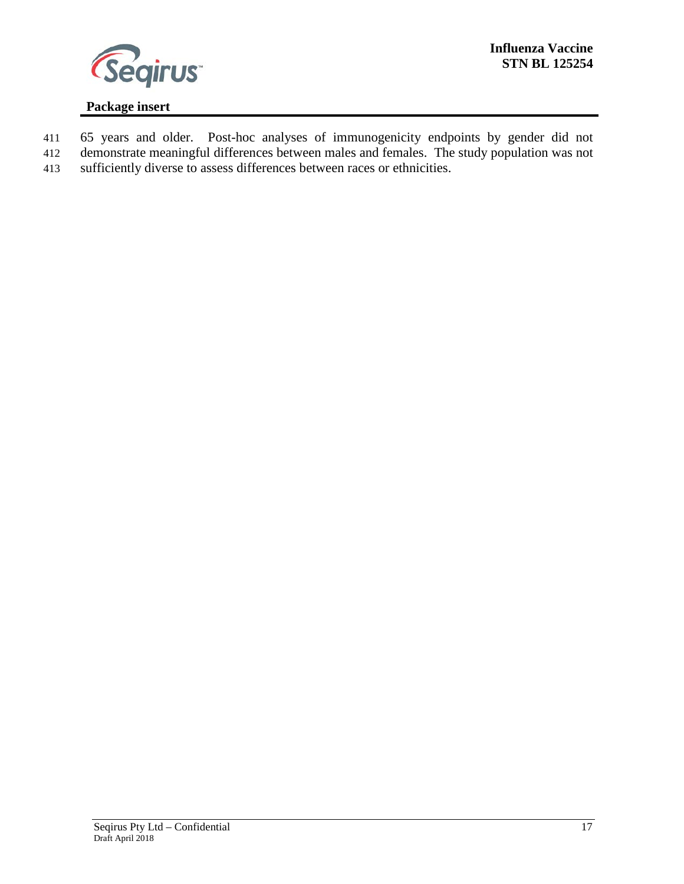65 years and older. Post-hoc analyses of immunogenicity endpoints by gender did not demonstrate meaningful differences between males and females. The study population was not sufficiently diverse to assess differences between races or ethnicities.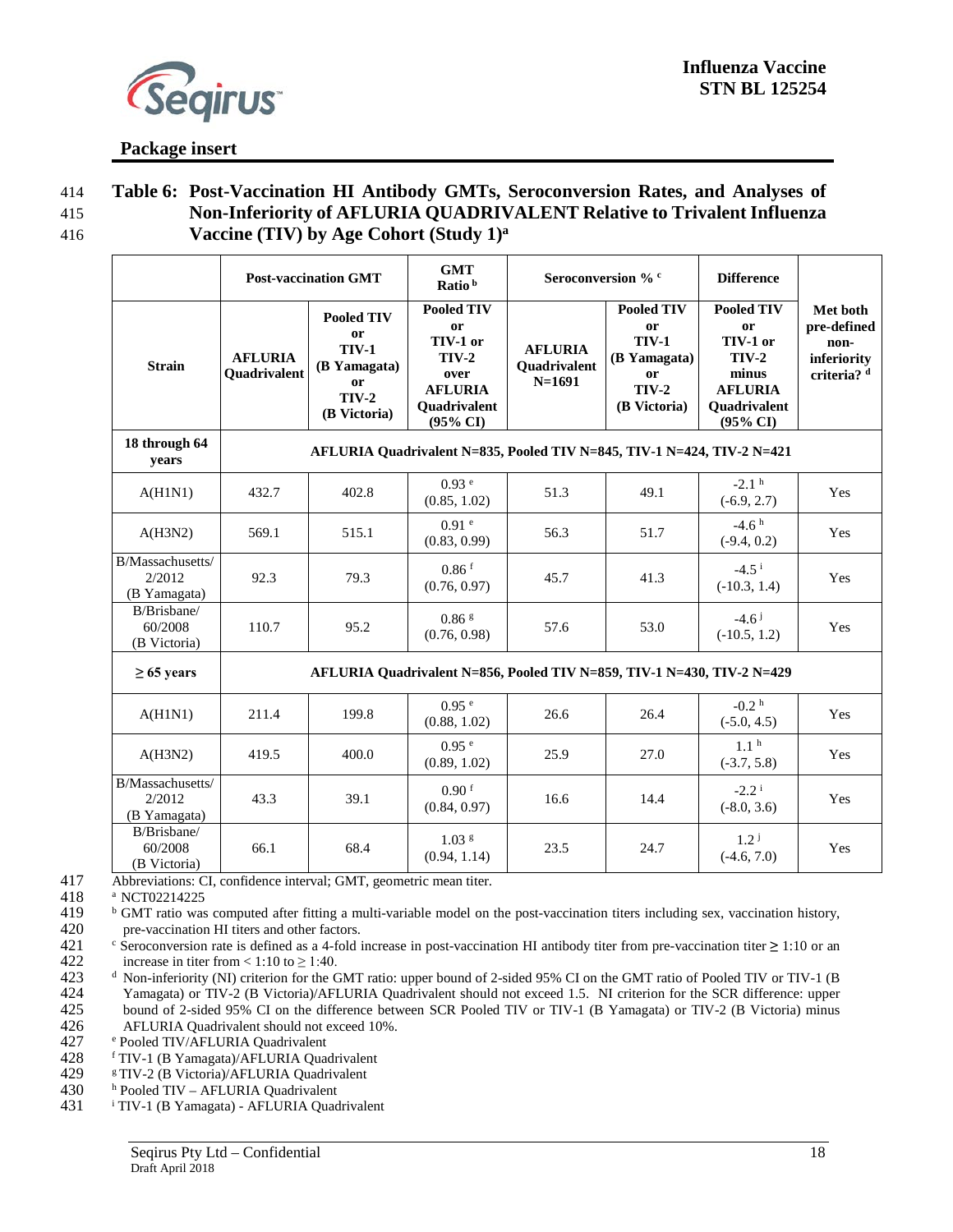**Table 6: Post-Vaccination HI Antibody GMTs, Seroconversion Rates, and Analyses of Non-Inferiority of AFLURIA QUADRIVALENT Relative to Trivalent Influenza Vaccine (TIV) by Age Cohort (Study 1)[a]**

| | Post-vaccination GMT | | GMT Ratio[b] | Seroconversion %[c] | | Difference | |
|---|---|---|---|---|---|---|---|
| Strain | AFLURIA Quadrivalent | Pooled TIV or TIV-1 (B Yamagata) or TIV-2 (B Victoria) | Pooled TIV or TIV-1 or TIV-2 over AFLURIA Quadrivalent (95% CI) | AFLURIA Quadrivalent N=1691 | Pooled TIV or TIV-1 (B Yamagata) or TIV-2 (B Victoria) | Pooled TIV or TIV-1 or TIV-2 minus AFLURIA Quadrivalent (95% CI) | Met both pre-defined non-inferiority criteria?[d] |
| 18 through 64 years | AFLURIA Quadrivalent N=835, Pooled TIV N=845, TIV-1 N=424, TIV-2 N=421 | | | | | | |
| A(H1N1) | 432.7 | 402.8 | 0.93[e] (0.85, 1.02) | 51.3 | 49.1 | -2.1[h] (-6.9, 2.7) | Yes |
| A(H3N2) | 569.1 | 515.1 | 0.91[e] (0.83, 0.99) | 56.3 | 51.7 | -4.6[h] (-9.4, 0.2) | Yes |
| B/Massachusetts/2/2012 (B Yamagata) | 92.3 | 79.3 | 0.86[f] (0.76, 0.97) | 45.7 | 41.3 | -4.5[i] (-10.3, 1.4) | Yes |
| B/Brisbane/60/2008 (B Victoria) | 110.7 | 95.2 | 0.86[g] (0.76, 0.98) | 57.6 | 53.0 | -4.6[j] (-10.5, 1.2) | Yes |
| ≥ 65 years | AFLURIA Quadrivalent N=856, Pooled TIV N=859, TIV-1 N=430, TIV-2 N=429 | | | | | | |
| A(H1N1) | 211.4 | 199.8 | 0.95[e] (0.88, 1.02) | 26.6 | 26.4 | -0.2[h] (-5.0, 4.5) | Yes |
| A(H3N2) | 419.5 | 400.0 | 0.95[e] (0.89, 1.02) | 25.9 | 27.0 | 1.1[h] (-3.7, 5.8) | Yes |
| B/Massachusetts/2/2012 (B Yamagata) | 43.3 | 39.1 | 0.90[f] (0.84, 0.97) | 16.6 | 14.4 | -2.2[i] (-8.0, 3.6) | Yes |
| B/Brisbane/60/2008 (B Victoria) | 66.1 | 68.4 | 1.03[g] (0.94, 1.14) | 23.5 | 24.7 | 1.2[j] (-4.6, 7.0) | Yes |

Abbreviations: CI, confidence interval; GMT, geometric mean titer.

[a] NCT02214225

[b] GMT ratio was computed after fitting a multi-variable model on the post-vaccination titers including sex, vaccination history, pre-vaccination HI titers and other factors.

[c] Seroconversion rate is defined as a 4-fold increase in post-vaccination HI antibody titer from pre-vaccination titer ≥ 1:10 or an increase in titer from < 1:10 to ≥ 1:40.

[d] Non-inferiority (NI) criterion for the GMT ratio: upper bound of 2-sided 95% CI on the GMT ratio of Pooled TIV or TIV-1 (B Yamagata) or TIV-2 (B Victoria)/AFLURIA Quadrivalent should not exceed 1.5. NI criterion for the SCR difference: upper bound of 2-sided 95% CI on the difference between SCR Pooled TIV or TIV-1 (B Yamagata) or TIV-2 (B Victoria) minus AFLURIA Quadrivalent should not exceed 10%.

[e] Pooled TIV/AFLURIA Quadrivalent

[f] TIV-1 (B Yamagata)/AFLURIA Quadrivalent

[g] TIV-2 (B Victoria)/AFLURIA Quadrivalent

[h] Pooled TIV – AFLURIA Quadrivalent

[i] TIV-1 (B Yamagata) - AFLURIA Quadrivalent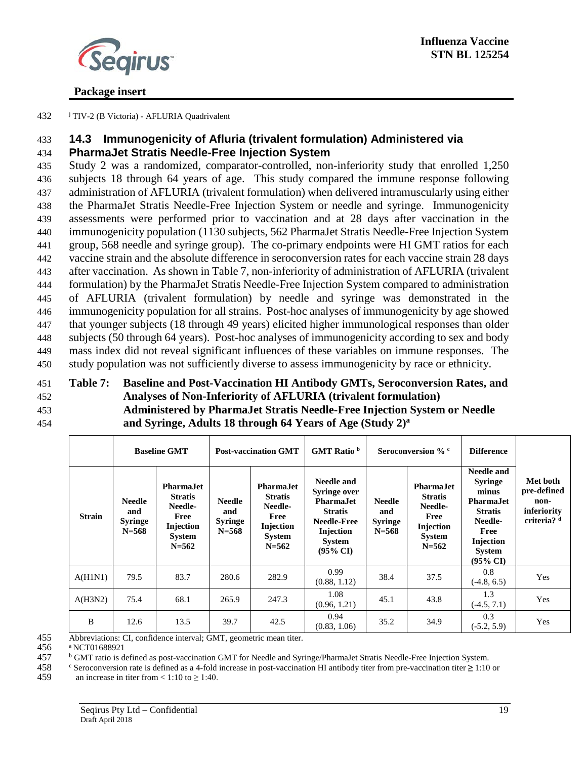[j] TIV-2 (B Victoria) - AFLURIA Quadrivalent

### 14.3 Immunogenicity of Afluria (trivalent formulation) Administered via PharmaJet Stratis Needle-Free Injection System

Study 2 was a randomized, comparator-controlled, non-inferiority study that enrolled 1,250 subjects 18 through 64 years of age. This study compared the immune response following administration of AFLURIA (trivalent formulation) when delivered intramuscularly using either the PharmaJet Stratis Needle-Free Injection System or needle and syringe. Immunogenicity assessments were performed prior to vaccination and at 28 days after vaccination in the immunogenicity population (1130 subjects, 562 PharmaJet Stratis Needle-Free Injection System group, 568 needle and syringe group). The co-primary endpoints were HI GMT ratios for each vaccine strain and the absolute difference in seroconversion rates for each vaccine strain 28 days after vaccination. As shown in Table 7, non-inferiority of administration of AFLURIA (trivalent formulation) by the PharmaJet Stratis Needle-Free Injection System compared to administration of AFLURIA (trivalent formulation) by needle and syringe was demonstrated in the immunogenicity population for all strains. Post-hoc analyses of immunogenicity by age showed that younger subjects (18 through 49 years) elicited higher immunological responses than older subjects (50 through 64 years). Post-hoc analyses of immunogenicity according to sex and body mass index did not reveal significant influences of these variables on immune responses. The study population was not sufficiently diverse to assess immunogenicity by race or ethnicity.

**Table 7: Baseline and Post-Vaccination HI Antibody GMTs, Seroconversion Rates, and Analyses of Non-Inferiority of AFLURIA (trivalent formulation) Administered by PharmaJet Stratis Needle-Free Injection System or Needle and Syringe, Adults 18 through 64 Years of Age (Study 2)[a]**

| | Baseline GMT | | Post-vaccination GMT | | GMT Ratio [b] | Seroconversion % [c] | | Difference | |
|---|---|---|---|---|---|---|---|---|---|
| Strain | Needle and Syringe N=568 | PharmaJet Stratis Needle-Free Injection System N=562 | Needle and Syringe N=568 | PharmaJet Stratis Needle-Free Injection System N=562 | Needle and Syringe over PharmaJet Stratis Needle-Free Injection System (95% CI) | Needle and Syringe N=568 | PharmaJet Stratis Needle-Free Injection System N=562 | Needle and Syringe minus PharmaJet Stratis Needle-Free Injection System (95% CI) | Met both pre-defined non-inferiority criteria? [d] |
| A(H1N1) | 79.5 | 83.7 | 280.6 | 282.9 | 0.99 (0.88, 1.12) | 38.4 | 37.5 | 0.8 (-4.8, 6.5) | Yes |
| A(H3N2) | 75.4 | 68.1 | 265.9 | 247.3 | 1.08 (0.96, 1.21) | 45.1 | 43.8 | 1.3 (-4.5, 7.1) | Yes |
| B | 12.6 | 13.5 | 39.7 | 42.5 | 0.94 (0.83, 1.06) | 35.2 | 34.9 | 0.3 (-5.2, 5.9) | Yes |

Abbreviations: CI, confidence interval; GMT, geometric mean titer.

[a] NCT01688921

[b] GMT ratio is defined as post-vaccination GMT for Needle and Syringe/PharmaJet Stratis Needle-Free Injection System.

[c] Seroconversion rate is defined as a 4-fold increase in post-vaccination HI antibody titer from pre-vaccination titer ≥ 1:10 or an increase in titer from < 1:10 to ≥ 1:40.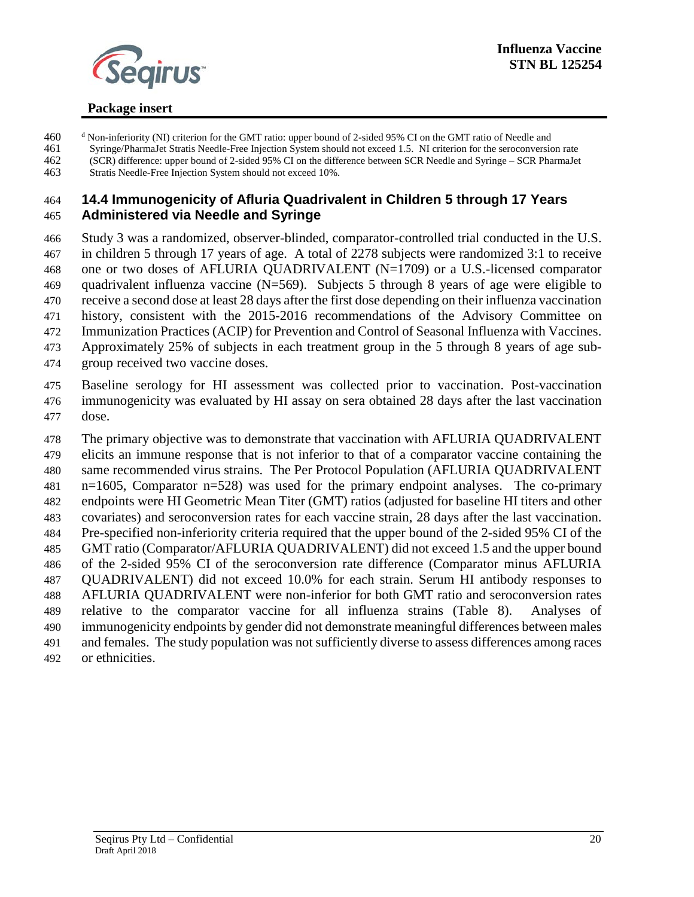[d] Non-inferiority (NI) criterion for the GMT ratio: upper bound of 2-sided 95% CI on the GMT ratio of Needle and Syringe/PharmaJet Stratis Needle-Free Injection System should not exceed 1.5. NI criterion for the seroconversion rate (SCR) difference: upper bound of 2-sided 95% CI on the difference between SCR Needle and Syringe – SCR PharmaJet Stratis Needle-Free Injection System should not exceed 10%.

## 14.4 Immunogenicity of Afluria Quadrivalent in Children 5 through 17 Years Administered via Needle and Syringe

Study 3 was a randomized, observer-blinded, comparator-controlled trial conducted in the U.S. in children 5 through 17 years of age. A total of 2278 subjects were randomized 3:1 to receive one or two doses of AFLURIA QUADRIVALENT (N=1709) or a U.S.-licensed comparator quadrivalent influenza vaccine (N=569). Subjects 5 through 8 years of age were eligible to receive a second dose at least 28 days after the first dose depending on their influenza vaccination history, consistent with the 2015-2016 recommendations of the Advisory Committee on Immunization Practices (ACIP) for Prevention and Control of Seasonal Influenza with Vaccines. Approximately 25% of subjects in each treatment group in the 5 through 8 years of age sub-group received two vaccine doses.

Baseline serology for HI assessment was collected prior to vaccination. Post-vaccination immunogenicity was evaluated by HI assay on sera obtained 28 days after the last vaccination dose.

The primary objective was to demonstrate that vaccination with AFLURIA QUADRIVALENT elicits an immune response that is not inferior to that of a comparator vaccine containing the same recommended virus strains. The Per Protocol Population (AFLURIA QUADRIVALENT n=1605, Comparator n=528) was used for the primary endpoint analyses. The co-primary endpoints were HI Geometric Mean Titer (GMT) ratios (adjusted for baseline HI titers and other covariates) and seroconversion rates for each vaccine strain, 28 days after the last vaccination. Pre-specified non-inferiority criteria required that the upper bound of the 2-sided 95% CI of the GMT ratio (Comparator/AFLURIA QUADRIVALENT) did not exceed 1.5 and the upper bound of the 2-sided 95% CI of the seroconversion rate difference (Comparator minus AFLURIA QUADRIVALENT) did not exceed 10.0% for each strain. Serum HI antibody responses to AFLURIA QUADRIVALENT were non-inferior for both GMT ratio and seroconversion rates relative to the comparator vaccine for all influenza strains (Table 8). Analyses of immunogenicity endpoints by gender did not demonstrate meaningful differences between males and females. The study population was not sufficiently diverse to assess differences among races or ethnicities.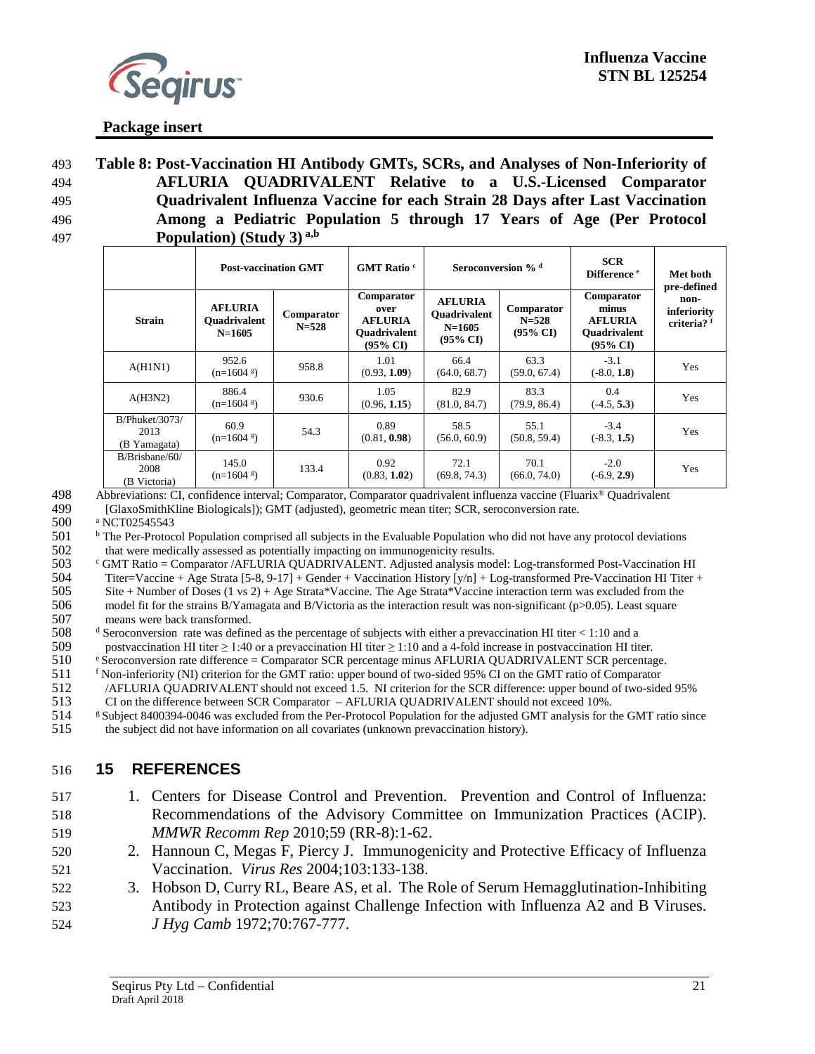**Table 8: Post-Vaccination HI Antibody GMTs, SCRs, and Analyses of Non-Inferiority of AFLURIA QUADRIVALENT Relative to a U.S.-Licensed Comparator Quadrivalent Influenza Vaccine for each Strain 28 Days after Last Vaccination Among a Pediatric Population 5 through 17 Years of Age (Per Protocol Population) (Study 3) [a,b]**

| Strain | Post-vaccination GMT | | GMT Ratio [c] | Seroconversion % [d] | | SCR Difference [e] | Met both pre-defined non-inferiority criteria? [f] |
|---|---|---|---|---|---|---|---|
| | AFLURIA Quadrivalent N=1605 | Comparator N=528 | Comparator over AFLURIA Quadrivalent (95% CI) | AFLURIA Quadrivalent N=1605 (95% CI) | Comparator N=528 (95% CI) | Comparator minus AFLURIA Quadrivalent (95% CI) | |
| A(H1N1) | 952.6 (n=1604 [g]) | 958.8 | 1.01 (0.93, **1.09**) | 66.4 (64.0, 68.7) | 63.3 (59.0, 67.4) | -3.1 (-8.0, **1.8**) | Yes |
| A(H3N2) | 886.4 (n=1604 [g]) | 930.6 | 1.05 (0.96, **1.15**) | 82.9 (81.0, 84.7) | 83.3 (79.9, 86.4) | 0.4 (-4.5, **5.3**) | Yes |
| B/Phuket/3073/2013 (B Yamagata) | 60.9 (n=1604 [g]) | 54.3 | 0.89 (0.81, **0.98**) | 58.5 (56.0, 60.9) | 55.1 (50.8, 59.4) | -3.4 (-8.3, **1.5**) | Yes |
| B/Brisbane/60/2008 (B Victoria) | 145.0 (n=1604 [g]) | 133.4 | 0.92 (0.83, **1.02**) | 72.1 (69.8, 74.3) | 70.1 (66.0, 74.0) | -2.0 (-6.9, **2.9**) | Yes |

Abbreviations: CI, confidence interval; Comparator, Comparator quadrivalent influenza vaccine (Fluarix® Quadrivalent [GlaxoSmithKline Biologicals]); GMT (adjusted), geometric mean titer; SCR, seroconversion rate.

[a] NCT02545543

[b] The Per-Protocol Population comprised all subjects in the Evaluable Population who did not have any protocol deviations that were medically assessed as potentially impacting on immunogenicity results.

[c] GMT Ratio = Comparator /AFLURIA QUADRIVALENT. Adjusted analysis model: Log-transformed Post-Vaccination HI Titer=Vaccine + Age Strata [5-8, 9-17] + Gender + Vaccination History [y/n] + Log-transformed Pre-Vaccination HI Titer + Site + Number of Doses (1 vs 2) + Age Strata*Vaccine. The Age Strata*Vaccine interaction term was excluded from the model fit for the strains B/Yamagata and B/Victoria as the interaction result was non-significant ($p>0.05$). Least square means were back transformed.

[d] Seroconversion rate was defined as the percentage of subjects with either a prevaccination HI titer < 1:10 and a postvaccination HI titer ≥ 1:40 or a prevaccination HI titer ≥ 1:10 and a 4-fold increase in postvaccination HI titer.

[e] Seroconversion rate difference = Comparator SCR percentage minus AFLURIA QUADRIVALENT SCR percentage.

[f] Non-inferiority (NI) criterion for the GMT ratio: upper bound of two-sided 95% CI on the GMT ratio of Comparator /AFLURIA QUADRIVALENT should not exceed 1.5. NI criterion for the SCR difference: upper bound of two-sided 95% CI on the difference between SCR Comparator – AFLURIA QUADRIVALENT should not exceed 10%.

[g] Subject 8400394-0046 was excluded from the Per-Protocol Population for the adjusted GMT analysis for the GMT ratio since the subject did not have information on all covariates (unknown prevaccination history).

## 15 REFERENCES

1. Centers for Disease Control and Prevention. Prevention and Control of Influenza: Recommendations of the Advisory Committee on Immunization Practices (ACIP). *MMWR Recomm Rep* 2010;59 (RR-8):1-62.
2. Hannoun C, Megas F, Piercy J. Immunogenicity and Protective Efficacy of Influenza Vaccination. *Virus Res* 2004;103:133-138.
3. Hobson D, Curry RL, Beare AS, et al. The Role of Serum Hemagglutination-Inhibiting Antibody in Protection against Challenge Infection with Influenza A2 and B Viruses. *J Hyg Camb* 1972;70:767-777.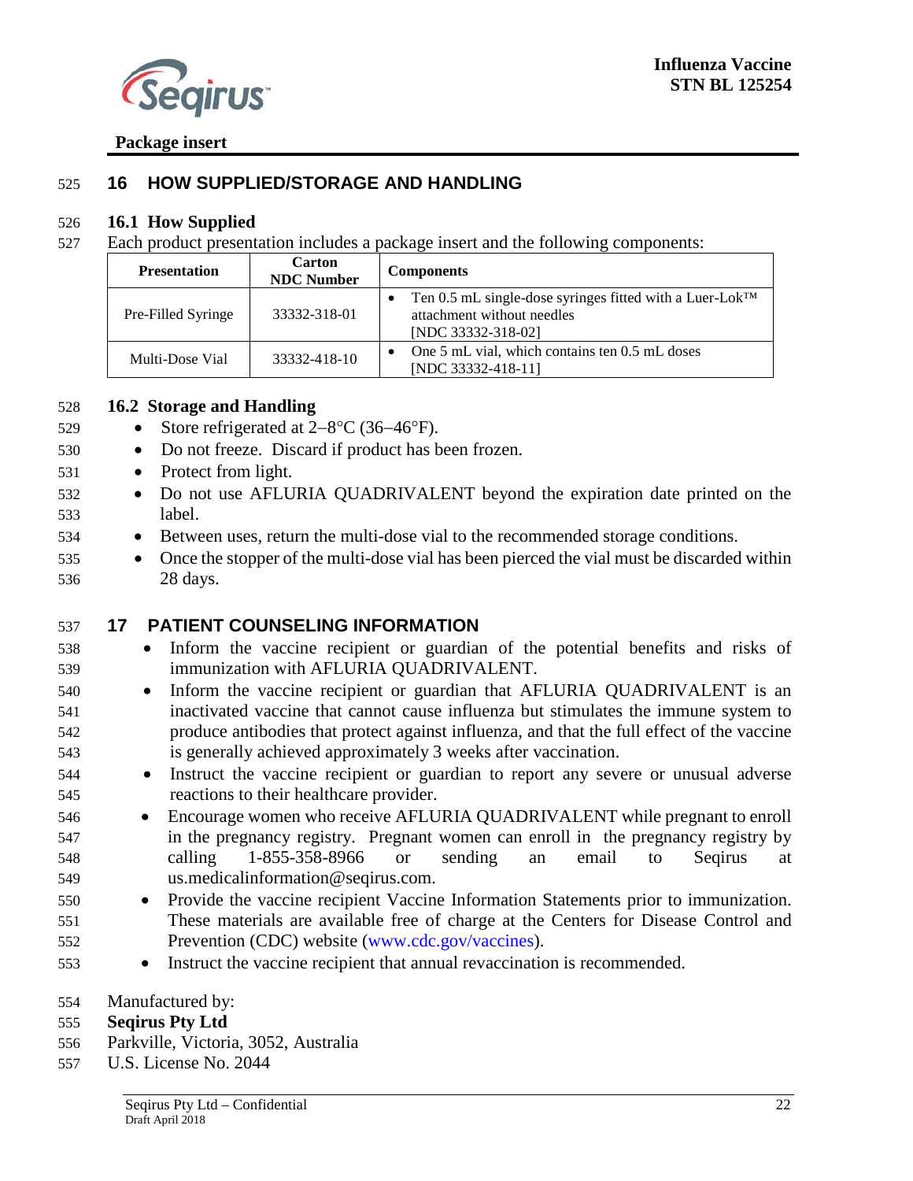## 16 HOW SUPPLIED/STORAGE AND HANDLING

### 16.1 How Supplied

Each product presentation includes a package insert and the following components:

| Presentation | Carton NDC Number | Components |
|---|---|---|
| Pre-Filled Syringe | 33332-318-01 | • Ten 0.5 mL single-dose syringes fitted with a Luer-Lok™ attachment without needles [NDC 33332-318-02] |
| Multi-Dose Vial | 33332-418-10 | • One 5 mL vial, which contains ten 0.5 mL doses [NDC 33332-418-11] |

### 16.2 Storage and Handling

- Store refrigerated at 2–8°C (36–46°F).
- Do not freeze. Discard if product has been frozen.
- Protect from light.
- Do not use AFLURIA QUADRIVALENT beyond the expiration date printed on the label.
- Between uses, return the multi-dose vial to the recommended storage conditions.
- Once the stopper of the multi-dose vial has been pierced the vial must be discarded within 28 days.

## 17 PATIENT COUNSELING INFORMATION

- Inform the vaccine recipient or guardian of the potential benefits and risks of immunization with AFLURIA QUADRIVALENT.
- Inform the vaccine recipient or guardian that AFLURIA QUADRIVALENT is an inactivated vaccine that cannot cause influenza but stimulates the immune system to produce antibodies that protect against influenza, and that the full effect of the vaccine is generally achieved approximately 3 weeks after vaccination.
- Instruct the vaccine recipient or guardian to report any severe or unusual adverse reactions to their healthcare provider.
- Encourage women who receive AFLURIA QUADRIVALENT while pregnant to enroll in the pregnancy registry. Pregnant women can enroll in the pregnancy registry by calling 1-855-358-8966 or sending an email to Seqirus at us.medicalinformation@seqirus.com.
- Provide the vaccine recipient Vaccine Information Statements prior to immunization. These materials are available free of charge at the Centers for Disease Control and Prevention (CDC) website (www.cdc.gov/vaccines).
- Instruct the vaccine recipient that annual revaccination is recommended.

Manufactured by:
**Seqirus Pty Ltd**
Parkville, Victoria, 3052, Australia
U.S. License No. 2044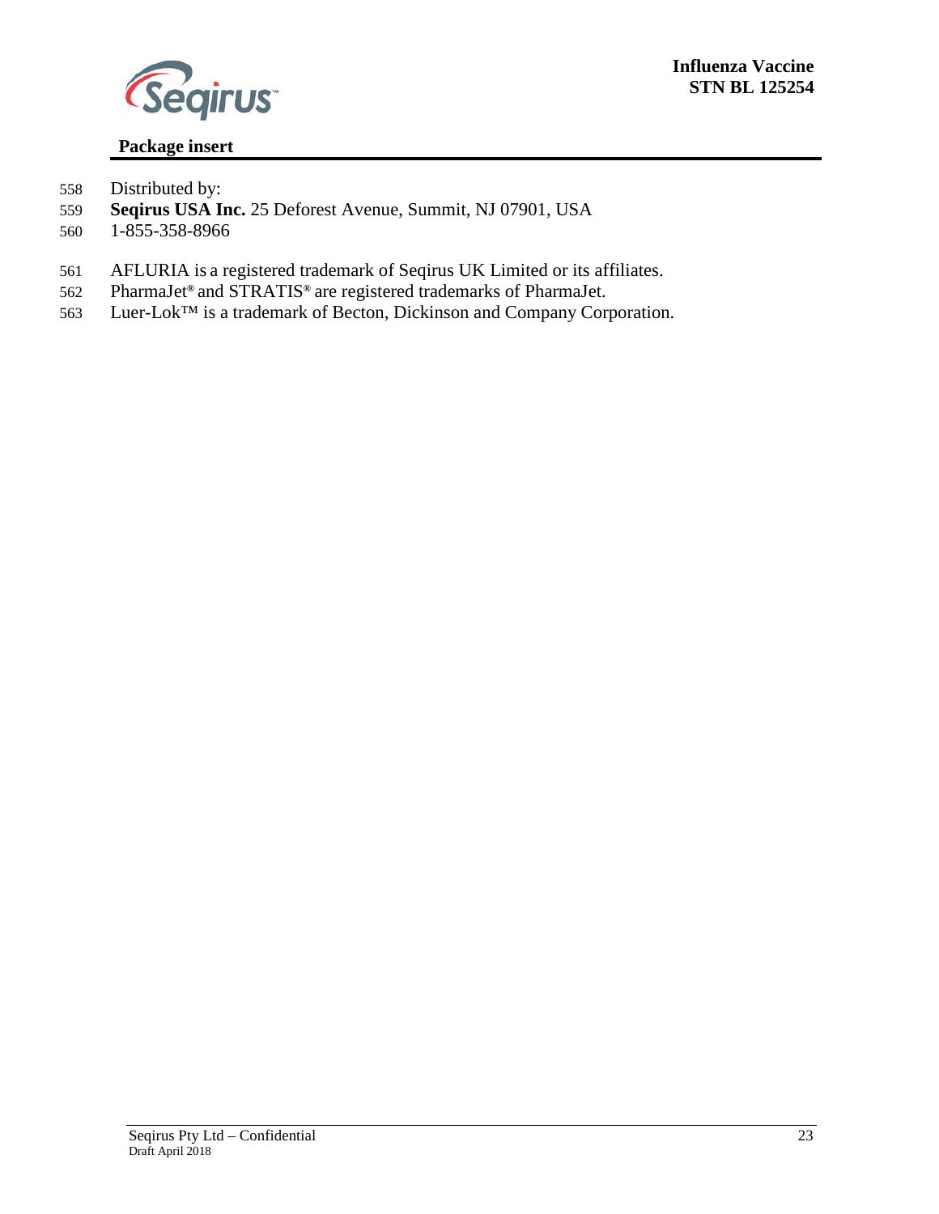Distributed by:
**Seqirus USA Inc.** 25 Deforest Avenue, Summit, NJ 07901, USA
1-855-358-8966

AFLURIA is a registered trademark of Seqirus UK Limited or its affiliates.
PharmaJet® and STRATIS® are registered trademarks of PharmaJet.
Luer-Lok™ is a trademark of Becton, Dickinson and Company Corporation.